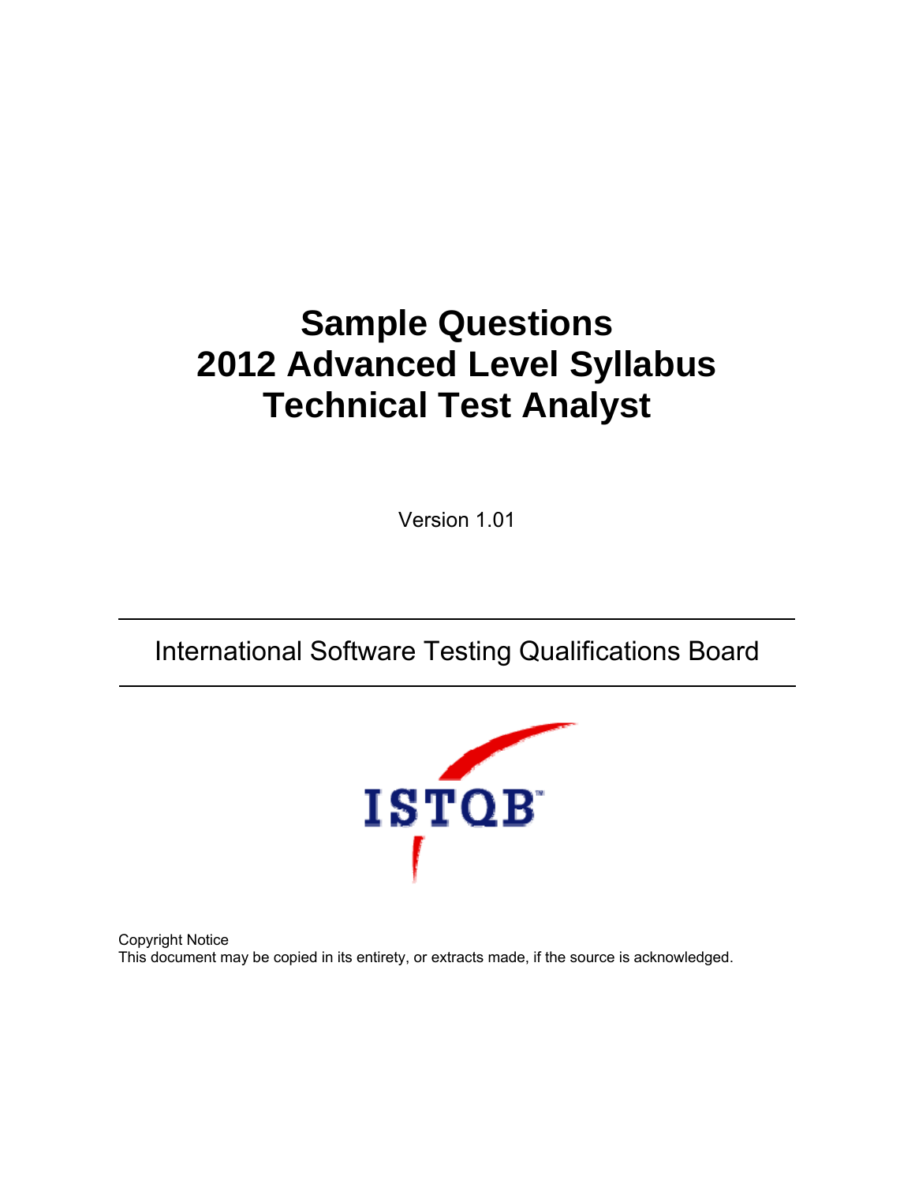# Sample Questions
# 2012 Advanced Level Syllabus
# Technical Test Analyst

Version 1.01

International Software Testing Qualifications Board

Copyright Notice
This document may be copied in its entirety, or extracts made, if the source is acknowledged.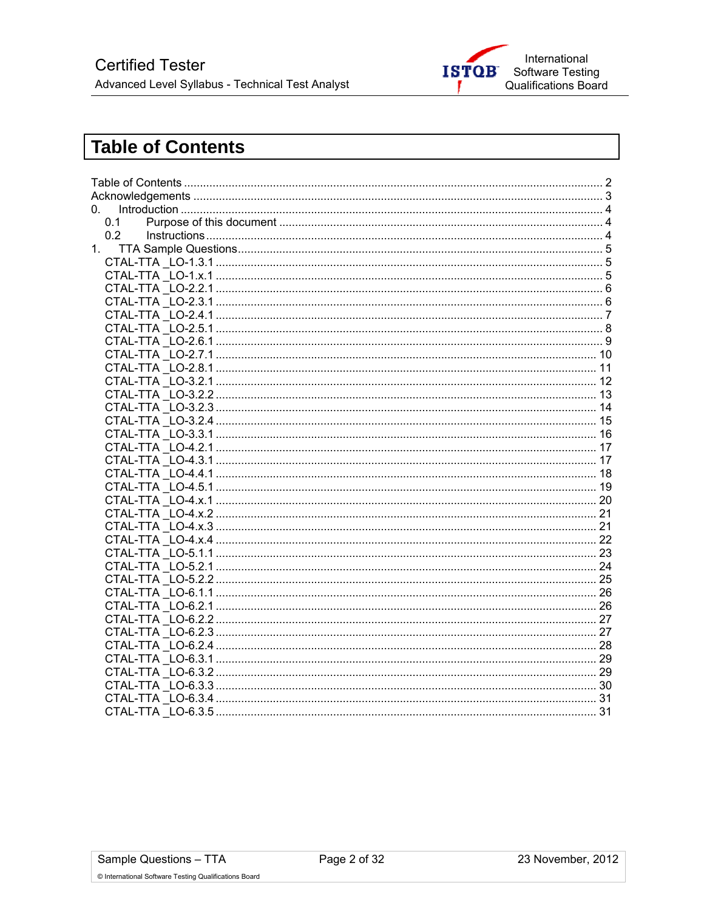# Table of Contents

Table of Contents ........................................................................................................................ 2
Acknowledgements ...................................................................................................................... 3
0. Introduction .............................................................................................................................. 4
    0.1 Purpose of this document ...................................................................................................... 4
    0.2 Instructions ............................................................................................................................ 4
1. TTA Sample Questions ............................................................................................................. 5
    CTAL-TTA _LO-1.3.1 ................................................................................................................ 5
    CTAL-TTA _LO-1.x.1 ................................................................................................................ 5
    CTAL-TTA _LO-2.2.1 ................................................................................................................ 6
    CTAL-TTA _LO-2.3.1 ................................................................................................................ 6
    CTAL-TTA _LO-2.4.1 ................................................................................................................ 7
    CTAL-TTA _LO-2.5.1 ................................................................................................................ 8
    CTAL-TTA _LO-2.6.1 ................................................................................................................ 9
    CTAL-TTA _LO-2.7.1 .............................................................................................................. 10
    CTAL-TTA _LO-2.8.1 .............................................................................................................. 11
    CTAL-TTA _LO-3.2.1 .............................................................................................................. 12
    CTAL-TTA _LO-3.2.2 .............................................................................................................. 13
    CTAL-TTA _LO-3.2.3 .............................................................................................................. 14
    CTAL-TTA _LO-3.2.4 .............................................................................................................. 15
    CTAL-TTA _LO-3.3.1 .............................................................................................................. 16
    CTAL-TTA _LO-4.2.1 .............................................................................................................. 17
    CTAL-TTA _LO-4.3.1 .............................................................................................................. 17
    CTAL-TTA _LO-4.4.1 .............................................................................................................. 18
    CTAL-TTA _LO-4.5.1 .............................................................................................................. 19
    CTAL-TTA _LO-4.x.1 .............................................................................................................. 20
    CTAL-TTA _LO-4.x.2 .............................................................................................................. 21
    CTAL-TTA _LO-4.x.3 .............................................................................................................. 21
    CTAL-TTA _LO-4.x.4 .............................................................................................................. 22
    CTAL-TTA _LO-5.1.1 .............................................................................................................. 23
    CTAL-TTA _LO-5.2.1 .............................................................................................................. 24
    CTAL-TTA _LO-5.2.2 .............................................................................................................. 25
    CTAL-TTA _LO-6.1.1 .............................................................................................................. 26
    CTAL-TTA _LO-6.2.1 .............................................................................................................. 26
    CTAL-TTA _LO-6.2.2 .............................................................................................................. 27
    CTAL-TTA _LO-6.2.3 .............................................................................................................. 27
    CTAL-TTA _LO-6.2.4 .............................................................................................................. 28
    CTAL-TTA _LO-6.3.1 .............................................................................................................. 29
    CTAL-TTA _LO-6.3.2 .............................................................................................................. 29
    CTAL-TTA _LO-6.3.3 .............................................................................................................. 30
    CTAL-TTA _LO-6.3.4 .............................................................................................................. 31
    CTAL-TTA _LO-6.3.5 .............................................................................................................. 31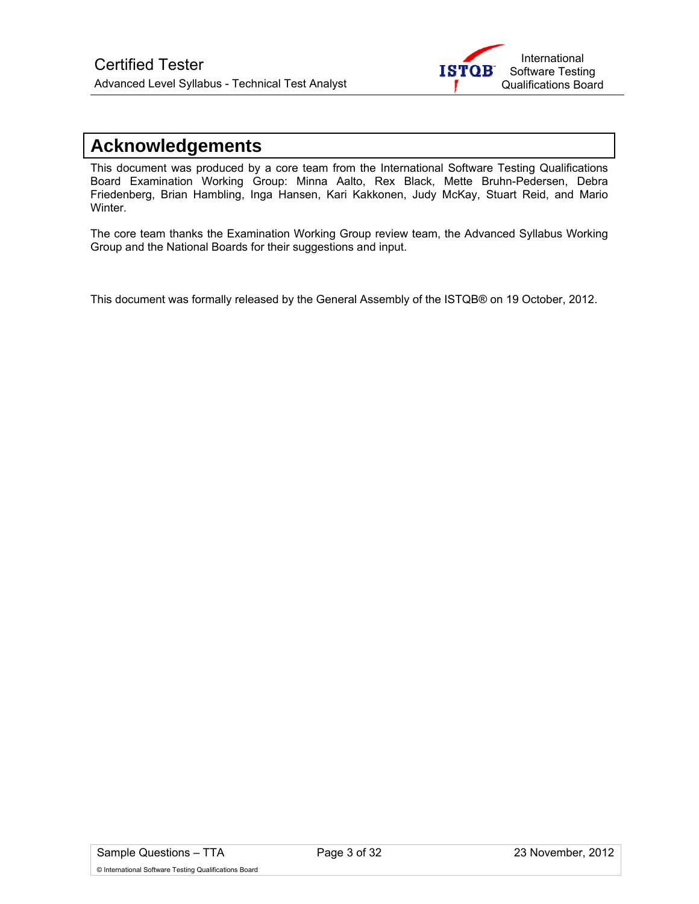# Acknowledgements

This document was produced by a core team from the International Software Testing Qualifications Board Examination Working Group: Minna Aalto, Rex Black, Mette Bruhn-Pedersen, Debra Friedenberg, Brian Hambling, Inga Hansen, Kari Kakkonen, Judy McKay, Stuart Reid, and Mario Winter.

The core team thanks the Examination Working Group review team, the Advanced Syllabus Working Group and the National Boards for their suggestions and input.

This document was formally released by the General Assembly of the ISTQB® on 19 October, 2012.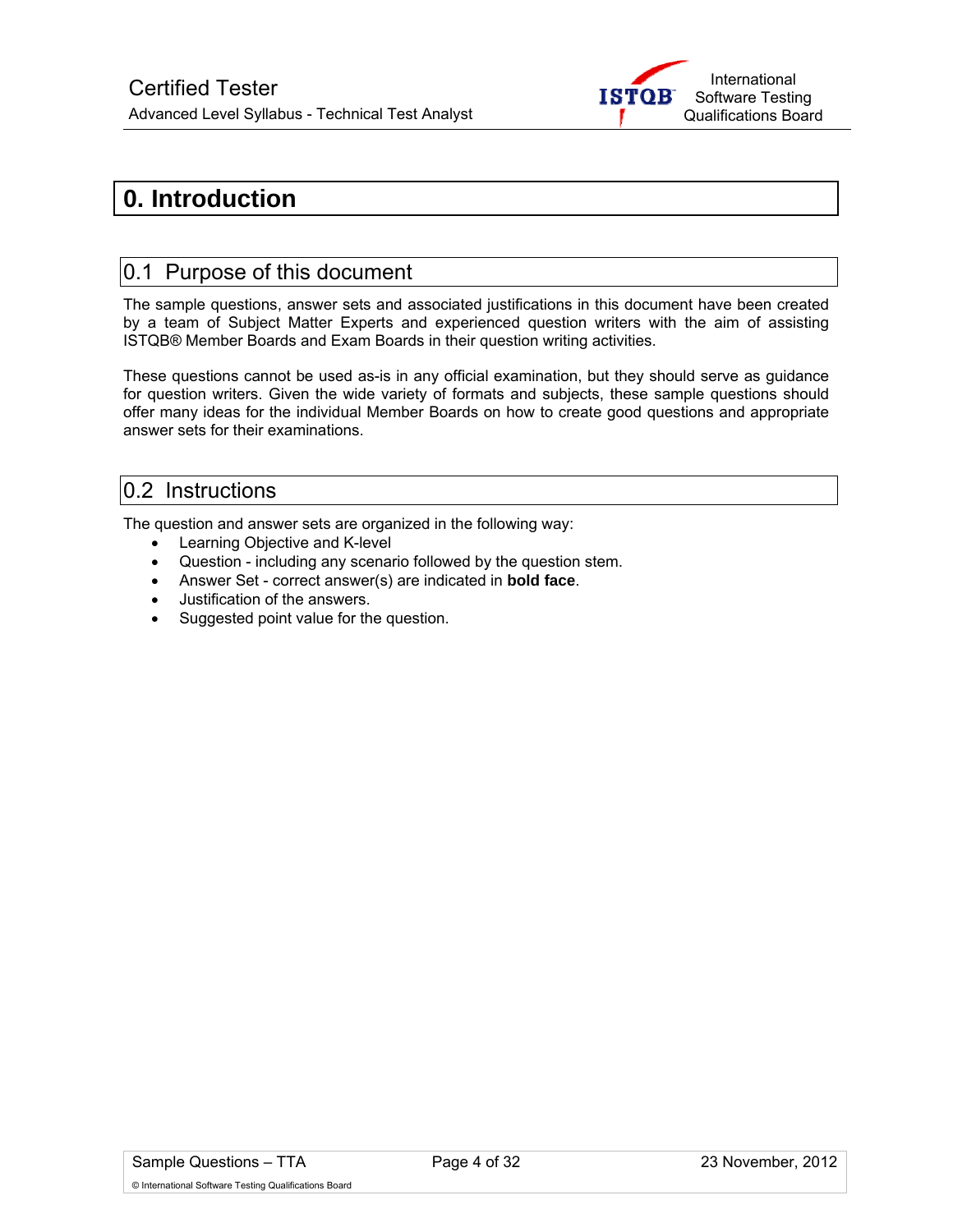# 0. Introduction

## 0.1 Purpose of this document

The sample questions, answer sets and associated justifications in this document have been created by a team of Subject Matter Experts and experienced question writers with the aim of assisting ISTQB® Member Boards and Exam Boards in their question writing activities.

These questions cannot be used as-is in any official examination, but they should serve as guidance for question writers. Given the wide variety of formats and subjects, these sample questions should offer many ideas for the individual Member Boards on how to create good questions and appropriate answer sets for their examinations.

## 0.2 Instructions

The question and answer sets are organized in the following way:

- Learning Objective and K-level
- Question - including any scenario followed by the question stem.
- Answer Set - correct answer(s) are indicated in **bold face**.
- Justification of the answers.
- Suggested point value for the question.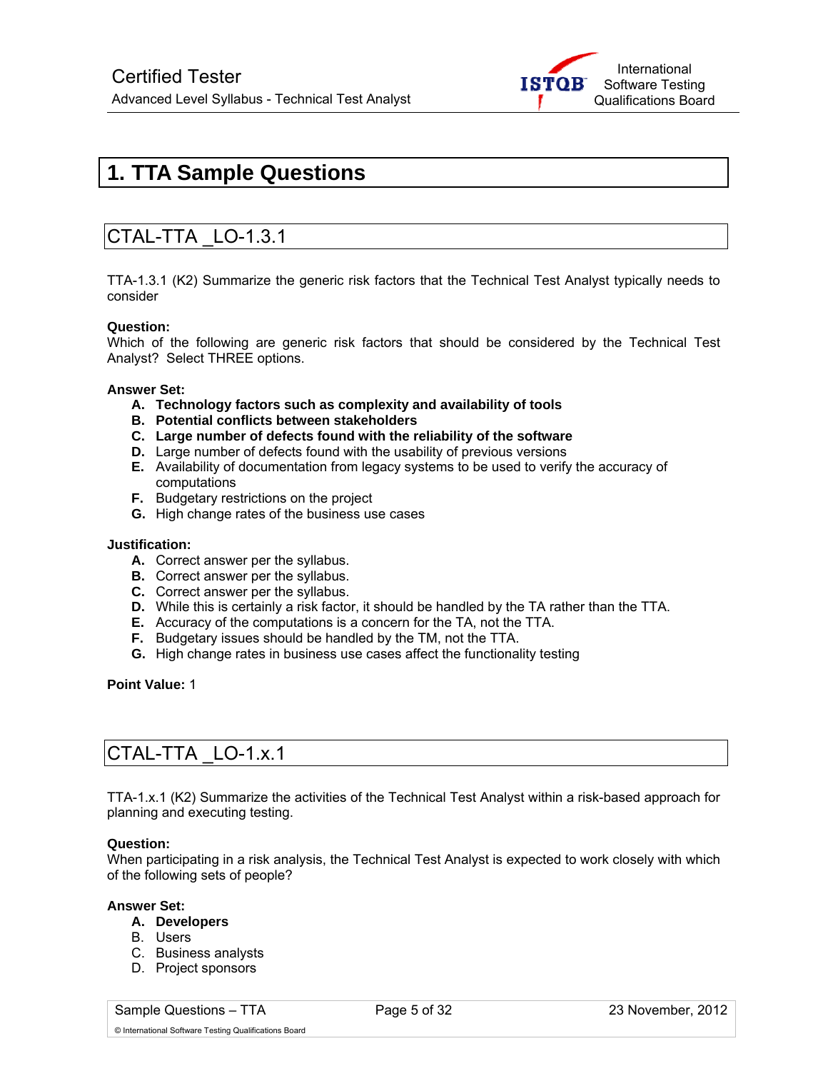# 1. TTA Sample Questions

## CTAL-TTA _LO-1.3.1

TTA-1.3.1 (K2) Summarize the generic risk factors that the Technical Test Analyst typically needs to consider

**Question:**
Which of the following are generic risk factors that should be considered by the Technical Test Analyst? Select THREE options.

**Answer Set:**

- **A. Technology factors such as complexity and availability of tools**
- **B. Potential conflicts between stakeholders**
- **C. Large number of defects found with the reliability of the software**
- **D.** Large number of defects found with the usability of previous versions
- **E.** Availability of documentation from legacy systems to be used to verify the accuracy of computations
- **F.** Budgetary restrictions on the project
- **G.** High change rates of the business use cases

**Justification:**

- **A.** Correct answer per the syllabus.
- **B.** Correct answer per the syllabus.
- **C.** Correct answer per the syllabus.
- **D.** While this is certainly a risk factor, it should be handled by the TA rather than the TTA.
- **E.** Accuracy of the computations is a concern for the TA, not the TTA.
- **F.** Budgetary issues should be handled by the TM, not the TTA.
- **G.** High change rates in business use cases affect the functionality testing

**Point Value:** 1

## CTAL-TTA _LO-1.x.1

TTA-1.x.1 (K2) Summarize the activities of the Technical Test Analyst within a risk-based approach for planning and executing testing.

**Question:**
When participating in a risk analysis, the Technical Test Analyst is expected to work closely with which of the following sets of people?

**Answer Set:**

- **A. Developers**
- B. Users
- C. Business analysts
- D. Project sponsors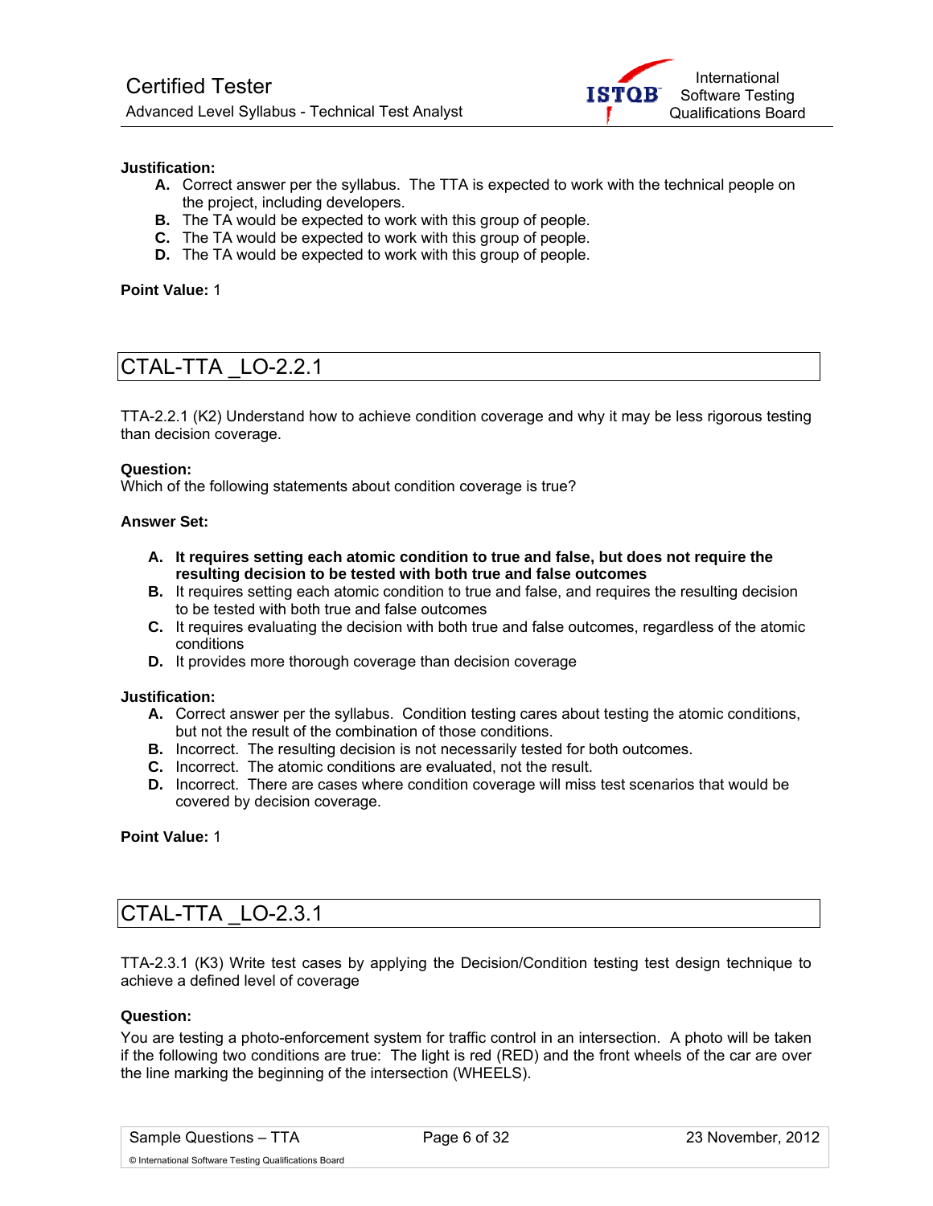**Justification:**

- **A.** Correct answer per the syllabus. The TTA is expected to work with the technical people on the project, including developers.
- **B.** The TA would be expected to work with this group of people.
- **C.** The TA would be expected to work with this group of people.
- **D.** The TA would be expected to work with this group of people.

**Point Value:** 1

## CTAL-TTA _LO-2.2.1

TTA-2.2.1 (K2) Understand how to achieve condition coverage and why it may be less rigorous testing than decision coverage.

**Question:**
Which of the following statements about condition coverage is true?

**Answer Set:**

- **A. It requires setting each atomic condition to true and false, but does not require the resulting decision to be tested with both true and false outcomes**
- **B.** It requires setting each atomic condition to true and false, and requires the resulting decision to be tested with both true and false outcomes
- **C.** It requires evaluating the decision with both true and false outcomes, regardless of the atomic conditions
- **D.** It provides more thorough coverage than decision coverage

**Justification:**

- **A.** Correct answer per the syllabus. Condition testing cares about testing the atomic conditions, but not the result of the combination of those conditions.
- **B.** Incorrect. The resulting decision is not necessarily tested for both outcomes.
- **C.** Incorrect. The atomic conditions are evaluated, not the result.
- **D.** Incorrect. There are cases where condition coverage will miss test scenarios that would be covered by decision coverage.

**Point Value:** 1

## CTAL-TTA _LO-2.3.1

TTA-2.3.1 (K3) Write test cases by applying the Decision/Condition testing test design technique to achieve a defined level of coverage

**Question:**
You are testing a photo-enforcement system for traffic control in an intersection. A photo will be taken if the following two conditions are true: The light is red (RED) and the front wheels of the car are over the line marking the beginning of the intersection (WHEELS).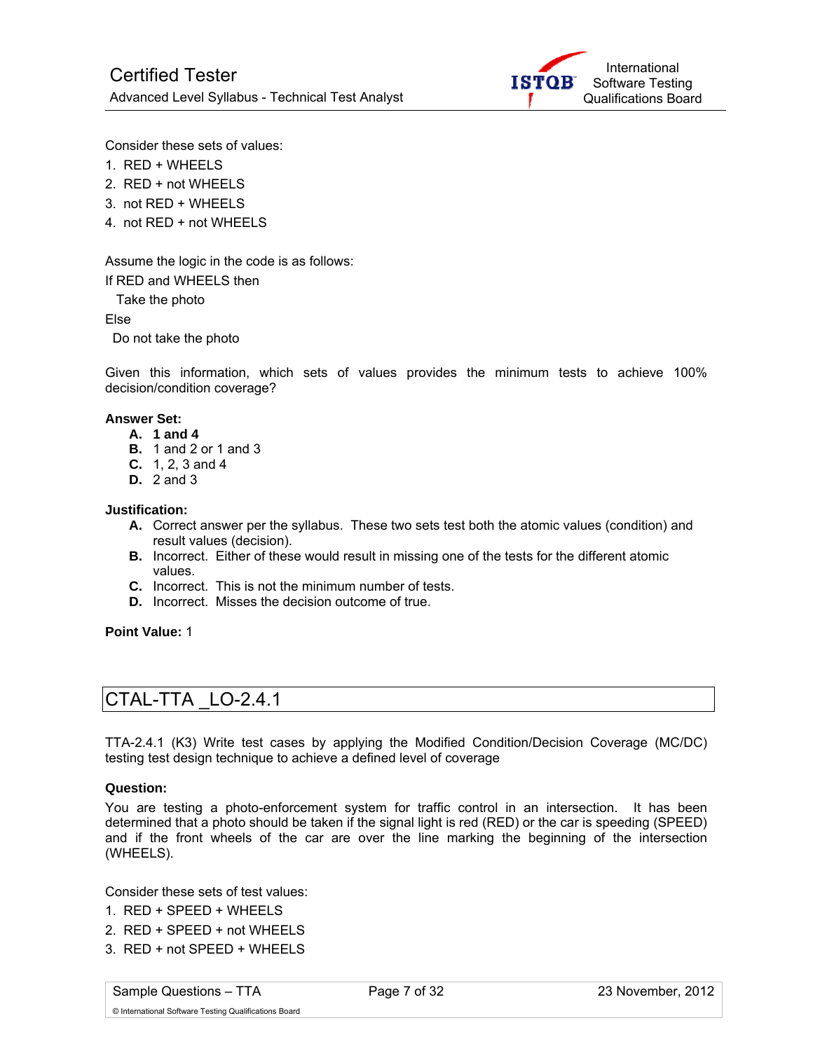Consider these sets of values:

1. RED + WHEELS
2. RED + not WHEELS
3. not RED + WHEELS
4. not RED + not WHEELS

Assume the logic in the code is as follows:

If RED and WHEELS then

  Take the photo

Else

  Do not take the photo

Given this information, which sets of values provides the minimum tests to achieve 100% decision/condition coverage?

**Answer Set:**

- **A. 1 and 4**
- **B.** 1 and 2 or 1 and 3
- **C.** 1, 2, 3 and 4
- **D.** 2 and 3

**Justification:**

- **A.** Correct answer per the syllabus. These two sets test both the atomic values (condition) and result values (decision).
- **B.** Incorrect. Either of these would result in missing one of the tests for the different atomic values.
- **C.** Incorrect. This is not the minimum number of tests.
- **D.** Incorrect. Misses the decision outcome of true.

**Point Value:** 1

## CTAL-TTA _LO-2.4.1

TTA-2.4.1 (K3) Write test cases by applying the Modified Condition/Decision Coverage (MC/DC) testing test design technique to achieve a defined level of coverage

**Question:**

You are testing a photo-enforcement system for traffic control in an intersection. It has been determined that a photo should be taken if the signal light is red (RED) or the car is speeding (SPEED) and if the front wheels of the car are over the line marking the beginning of the intersection (WHEELS).

Consider these sets of test values:

1. RED + SPEED + WHEELS
2. RED + SPEED + not WHEELS
3. RED + not SPEED + WHEELS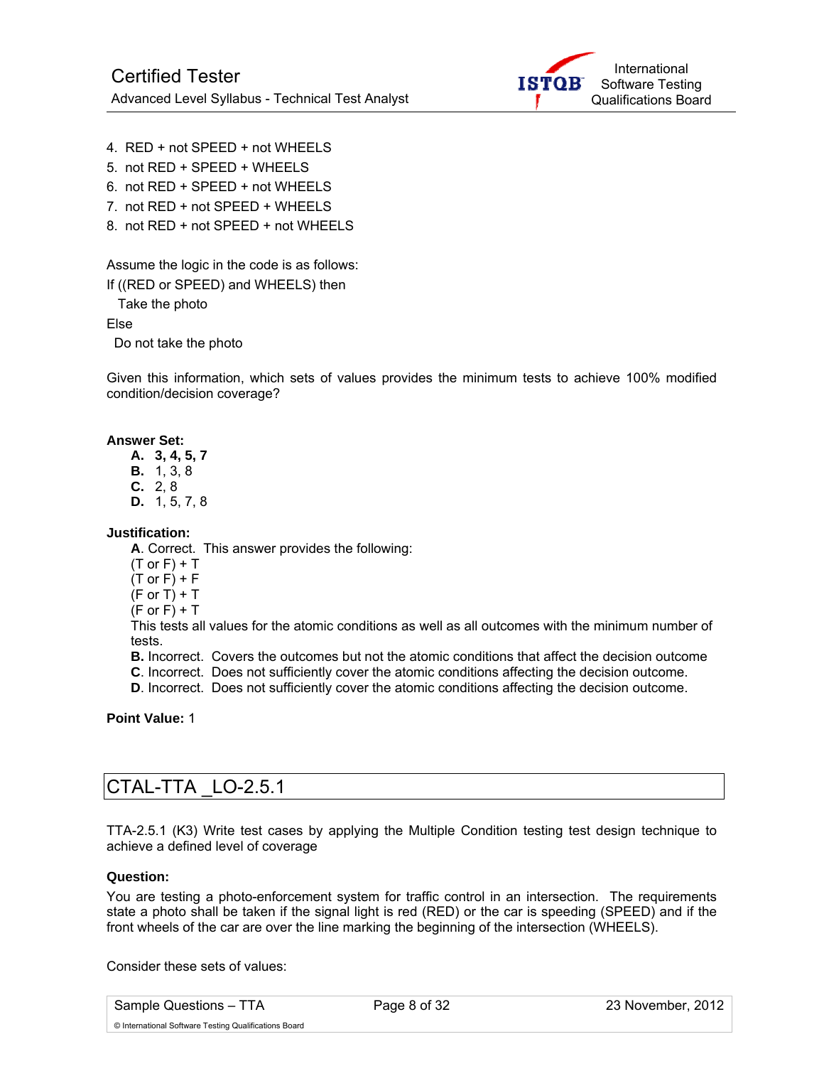4. RED + not SPEED + not WHEELS
5. not RED + SPEED + WHEELS
6. not RED + SPEED + not WHEELS
7. not RED + not SPEED + WHEELS
8. not RED + not SPEED + not WHEELS

Assume the logic in the code is as follows:

```
If ((RED or SPEED) and WHEELS) then
  Take the photo
Else
  Do not take the photo
```

Given this information, which sets of values provides the minimum tests to achieve 100% modified condition/decision coverage?

**Answer Set:**

- **A. 3, 4, 5, 7**
- **B.** 1, 3, 8
- **C.** 2, 8
- **D.** 1, 5, 7, 8

**Justification:**

**A**. Correct. This answer provides the following:
(T or F) + T
(T or F) + F
(F or T) + T
(F or F) + T
This tests all values for the atomic conditions as well as all outcomes with the minimum number of tests.

**B.** Incorrect. Covers the outcomes but not the atomic conditions that affect the decision outcome

**C**. Incorrect. Does not sufficiently cover the atomic conditions affecting the decision outcome.

**D**. Incorrect. Does not sufficiently cover the atomic conditions affecting the decision outcome.

**Point Value:** 1

## CTAL-TTA _LO-2.5.1

TTA-2.5.1 (K3) Write test cases by applying the Multiple Condition testing test design technique to achieve a defined level of coverage

**Question:**

You are testing a photo-enforcement system for traffic control in an intersection. The requirements state a photo shall be taken if the signal light is red (RED) or the car is speeding (SPEED) and if the front wheels of the car are over the line marking the beginning of the intersection (WHEELS).

Consider these sets of values: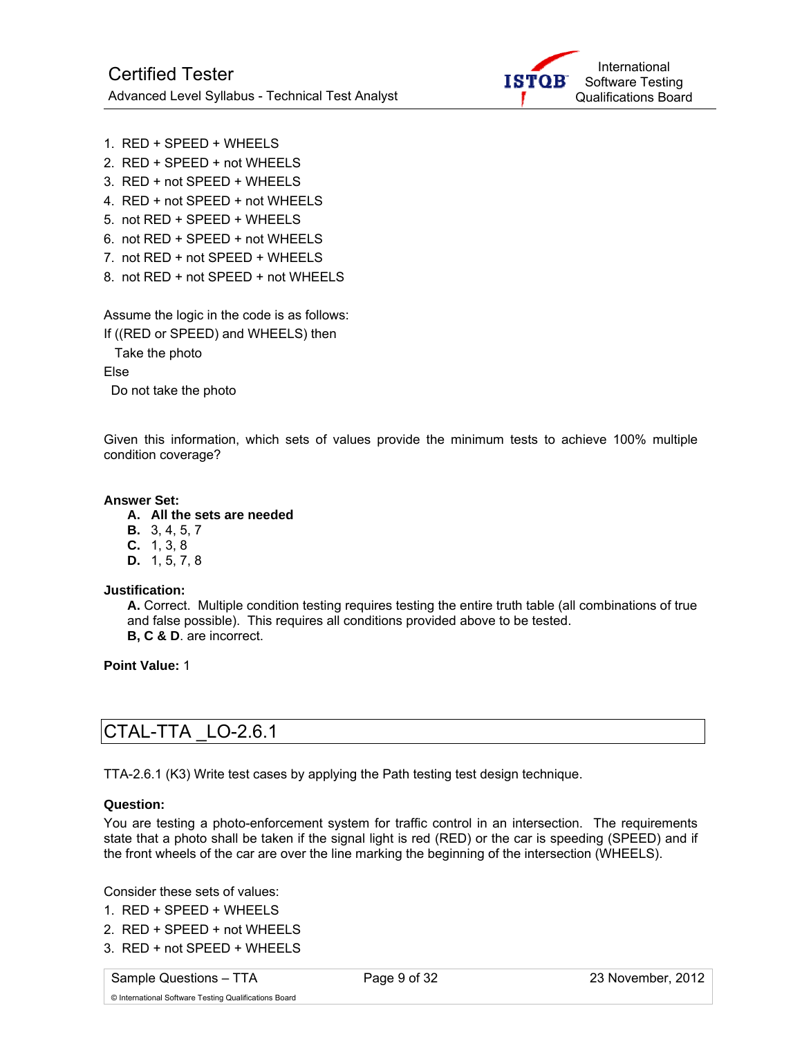1. RED + SPEED + WHEELS
2. RED + SPEED + not WHEELS
3. RED + not SPEED + WHEELS
4. RED + not SPEED + not WHEELS
5. not RED + SPEED + WHEELS
6. not RED + SPEED + not WHEELS
7. not RED + not SPEED + WHEELS
8. not RED + not SPEED + not WHEELS

Assume the logic in the code is as follows:

```
If ((RED or SPEED) and WHEELS) then
  Take the photo
Else
  Do not take the photo
```

Given this information, which sets of values provide the minimum tests to achieve 100% multiple condition coverage?

**Answer Set:**

- **A. All the sets are needed**
- **B.** 3, 4, 5, 7
- **C.** 1, 3, 8
- **D.** 1, 5, 7, 8

**Justification:**

**A.** Correct. Multiple condition testing requires testing the entire truth table (all combinations of true and false possible). This requires all conditions provided above to be tested.

**B, C & D**. are incorrect.

**Point Value:** 1

## CTAL-TTA _LO-2.6.1

TTA-2.6.1 (K3) Write test cases by applying the Path testing test design technique.

**Question:**

You are testing a photo-enforcement system for traffic control in an intersection. The requirements state that a photo shall be taken if the signal light is red (RED) or the car is speeding (SPEED) and if the front wheels of the car are over the line marking the beginning of the intersection (WHEELS).

Consider these sets of values:

1. RED + SPEED + WHEELS
2. RED + SPEED + not WHEELS
3. RED + not SPEED + WHEELS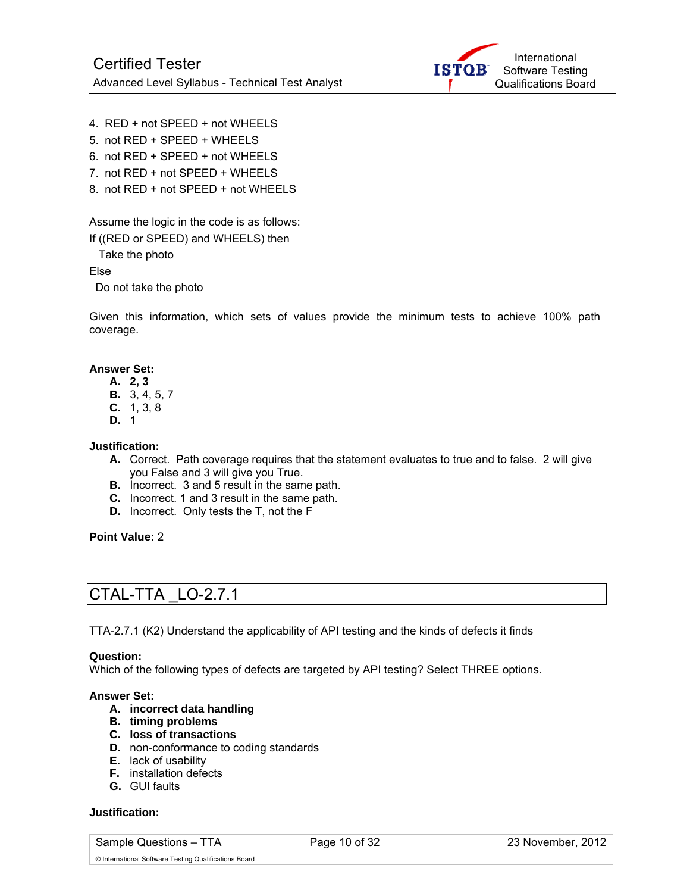4. RED + not SPEED + not WHEELS
5. not RED + SPEED + WHEELS
6. not RED + SPEED + not WHEELS
7. not RED + not SPEED + WHEELS
8. not RED + not SPEED + not WHEELS

Assume the logic in the code is as follows:

```
If ((RED or SPEED) and WHEELS) then
  Take the photo
Else
  Do not take the photo
```

Given this information, which sets of values provide the minimum tests to achieve 100% path coverage.

**Answer Set:**

- **A. 2, 3**
- **B.** 3, 4, 5, 7
- **C.** 1, 3, 8
- **D.** 1

**Justification:**

- **A.** Correct. Path coverage requires that the statement evaluates to true and to false. 2 will give you False and 3 will give you True.
- **B.** Incorrect. 3 and 5 result in the same path.
- **C.** Incorrect. 1 and 3 result in the same path.
- **D.** Incorrect. Only tests the T, not the F

**Point Value:** 2

## CTAL-TTA _LO-2.7.1

TTA-2.7.1 (K2) Understand the applicability of API testing and the kinds of defects it finds

**Question:**
Which of the following types of defects are targeted by API testing? Select THREE options.

**Answer Set:**

- **A. incorrect data handling**
- **B. timing problems**
- **C. loss of transactions**
- **D.** non-conformance to coding standards
- **E.** lack of usability
- **F.** installation defects
- **G.** GUI faults

**Justification:**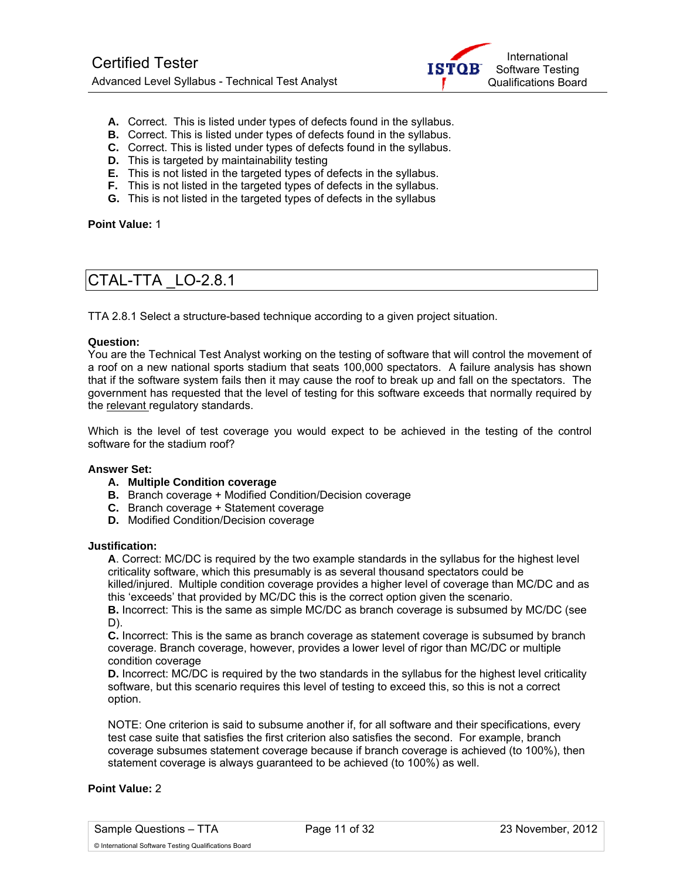**A.** Correct. This is listed under types of defects found in the syllabus.
**B.** Correct. This is listed under types of defects found in the syllabus.
**C.** Correct. This is listed under types of defects found in the syllabus.
**D.** This is targeted by maintainability testing
**E.** This is not listed in the targeted types of defects in the syllabus.
**F.** This is not listed in the targeted types of defects in the syllabus.
**G.** This is not listed in the targeted types of defects in the syllabus

**Point Value:** 1

## CTAL-TTA _LO-2.8.1

TTA 2.8.1 Select a structure-based technique according to a given project situation.

**Question:**
You are the Technical Test Analyst working on the testing of software that will control the movement of a roof on a new national sports stadium that seats 100,000 spectators. A failure analysis has shown that if the software system fails then it may cause the roof to break up and fall on the spectators. The government has requested that the level of testing for this software exceeds that normally required by the relevant regulatory standards.

Which is the level of test coverage you would expect to be achieved in the testing of the control software for the stadium roof?

**Answer Set:**

**A. Multiple Condition coverage**
**B.** Branch coverage + Modified Condition/Decision coverage
**C.** Branch coverage + Statement coverage
**D.** Modified Condition/Decision coverage

**Justification:**

**A**. Correct: MC/DC is required by the two example standards in the syllabus for the highest level criticality software, which this presumably is as several thousand spectators could be killed/injured. Multiple condition coverage provides a higher level of coverage than MC/DC and as this 'exceeds' that provided by MC/DC this is the correct option given the scenario.
**B.** Incorrect: This is the same as simple MC/DC as branch coverage is subsumed by MC/DC (see D).
**C.** Incorrect: This is the same as branch coverage as statement coverage is subsumed by branch coverage. Branch coverage, however, provides a lower level of rigor than MC/DC or multiple condition coverage
**D.** Incorrect: MC/DC is required by the two standards in the syllabus for the highest level criticality software, but this scenario requires this level of testing to exceed this, so this is not a correct option.

NOTE: One criterion is said to subsume another if, for all software and their specifications, every test case suite that satisfies the first criterion also satisfies the second. For example, branch coverage subsumes statement coverage because if branch coverage is achieved (to 100%), then statement coverage is always guaranteed to be achieved (to 100%) as well.

**Point Value:** 2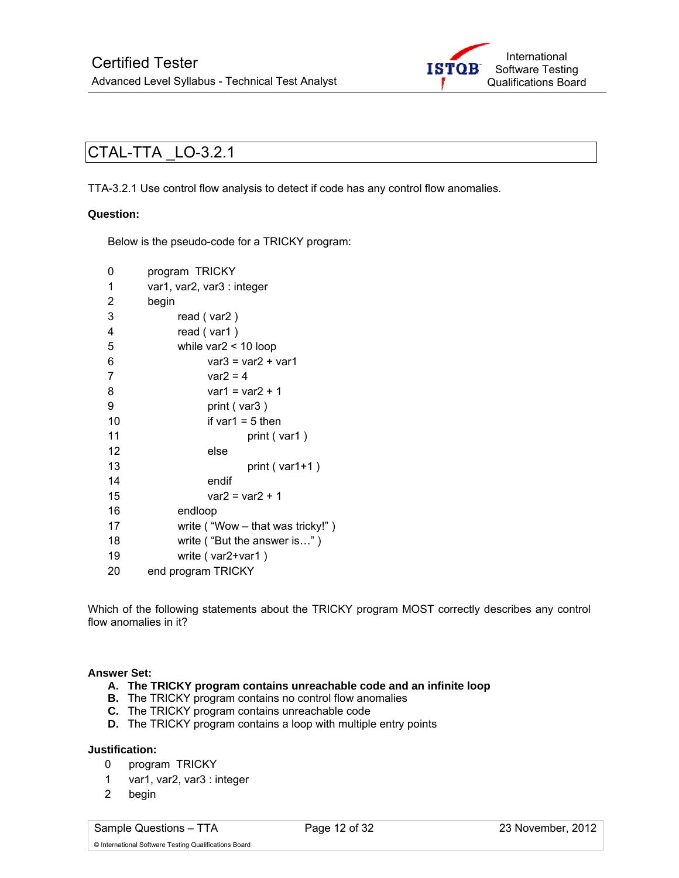## CTAL-TTA _LO-3.2.1

TTA-3.2.1 Use control flow analysis to detect if code has any control flow anomalies.

**Question:**

Below is the pseudo-code for a TRICKY program:

```
0     program  TRICKY
1     var1, var2, var3 : integer
2     begin
3           read ( var2 )
4           read ( var1 )
5           while var2 < 10 loop
6                 var3 = var2 + var1
7                 var2 = 4
8                 var1 = var2 + 1
9                 print ( var3 )
10                if var1 = 5 then
11                      print ( var1 )
12                else
13                      print ( var1+1 )
14                endif
15                var2 = var2 + 1
16          endloop
17          write ( "Wow – that was tricky!" )
18          write ( "But the answer is…" )
19          write ( var2+var1 )
20    end program TRICKY
```

Which of the following statements about the TRICKY program MOST correctly describes any control flow anomalies in it?

**Answer Set:**

A. **The TRICKY program contains unreachable code and an infinite loop**
B. The TRICKY program contains no control flow anomalies
C. The TRICKY program contains unreachable code
D. The TRICKY program contains a loop with multiple entry points

**Justification:**

```
0     program  TRICKY
1     var1, var2, var3 : integer
2     begin
```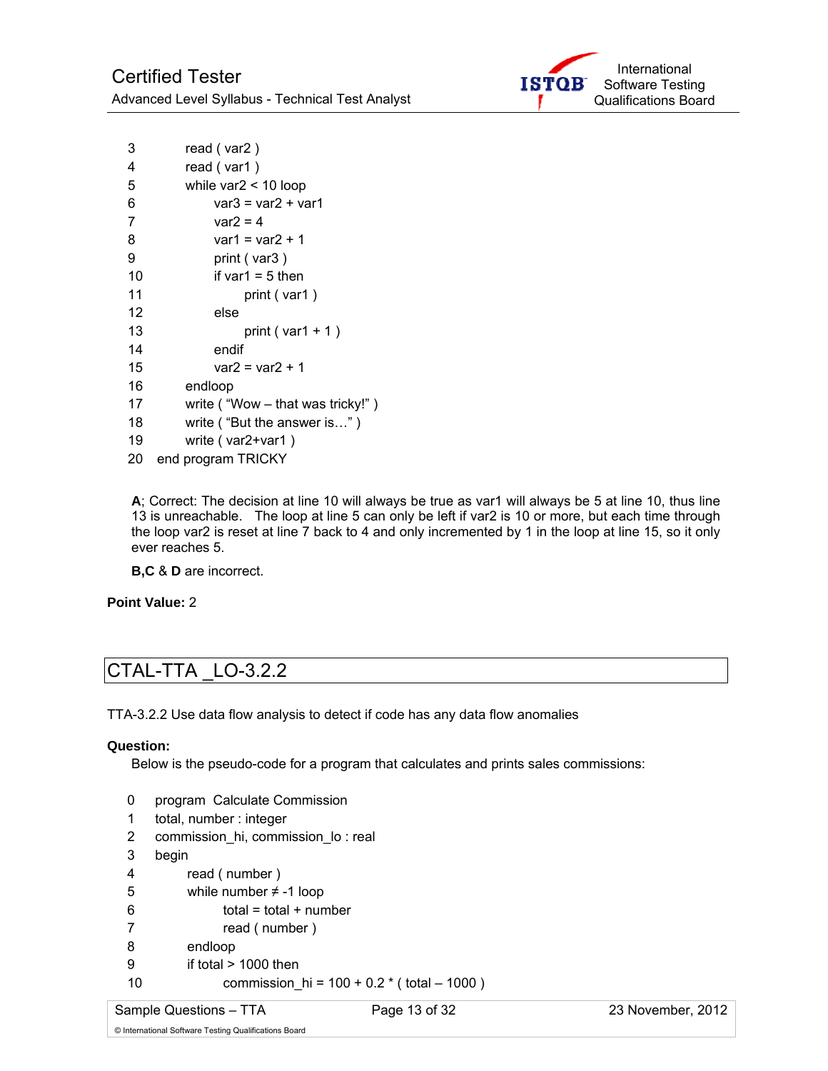```
3       read ( var2 )
4       read ( var1 )
5       while var2 < 10 loop
6           var3 = var2 + var1
7           var2 = 4
8           var1 = var2 + 1
9           print ( var3 )
10          if var1 = 5 then
11              print ( var1 )
12          else
13              print ( var1 + 1 )
14          endif
15          var2 = var2 + 1
16      endloop
17      write ( "Wow – that was tricky!" )
18      write ( "But the answer is…" )
19      write ( var2+var1 )
20  end program TRICKY
```

**A**; Correct: The decision at line 10 will always be true as var1 will always be 5 at line 10, thus line 13 is unreachable. The loop at line 5 can only be left if var2 is 10 or more, but each time through the loop var2 is reset at line 7 back to 4 and only incremented by 1 in the loop at line 15, so it only ever reaches 5.

**B,C** & **D** are incorrect.

**Point Value:** 2

## CTAL-TTA _LO-3.2.2

TTA-3.2.2 Use data flow analysis to detect if code has any data flow anomalies

**Question:**

Below is the pseudo-code for a program that calculates and prints sales commissions:

```
0   program  Calculate Commission
1   total, number : integer
2   commission_hi, commission_lo : real
3   begin
4       read ( number )
5       while number ≠ -1 loop
6           total = total + number
7           read ( number )
8       endloop
9       if total > 1000 then
10          commission_hi = 100 + 0.2 * ( total – 1000 )
```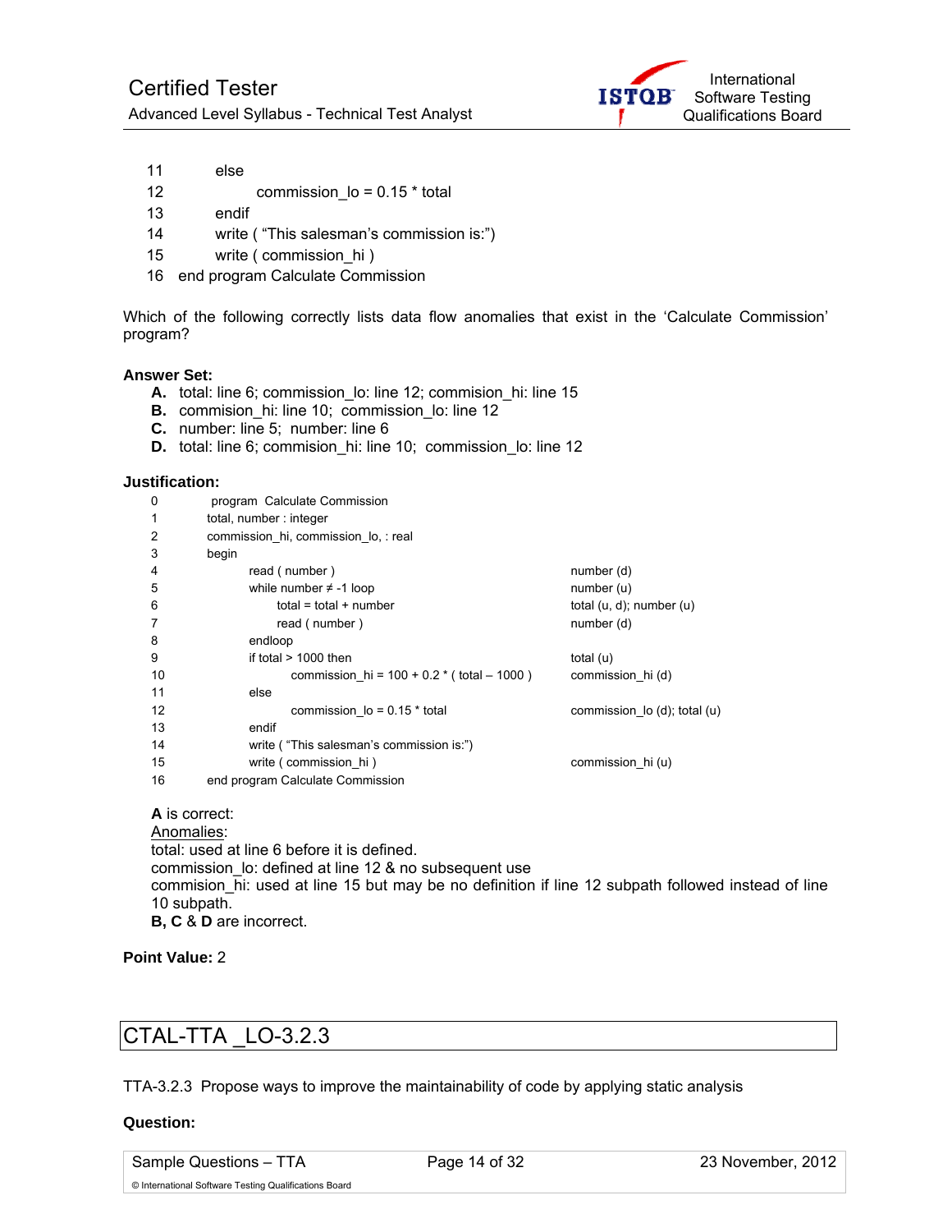```
11        else
12                commission_lo = 0.15 * total
13        endif
14        write ( "This salesman's commission is:")
15        write ( commission_hi )
16    end program Calculate Commission
```

Which of the following correctly lists data flow anomalies that exist in the 'Calculate Commission' program?

**Answer Set:**

- **A.** total: line 6; commission_lo: line 12; commision_hi: line 15
- **B.** commision_hi: line 10; commission_lo: line 12
- **C.** number: line 5; number: line 6
- **D.** total: line 6; commision_hi: line 10; commission_lo: line 12

**Justification:**

```
0         program  Calculate Commission
1         total, number : integer
2         commission_hi, commission_lo, : real
3         begin
4                read ( number )                                   number (d)
5                while number ≠ -1 loop                            number (u)
6                     total = total + number                       total (u, d); number (u)
7                     read ( number )                              number (d)
8                endloop
9                if total > 1000 then                              total (u)
10                      commission_hi = 100 + 0.2 * ( total – 1000 )   commission_hi (d)
11               else
12                      commission_lo = 0.15 * total               commission_lo (d); total (u)
13               endif
14               write ( "This salesman's commission is:")
15               write ( commission_hi )                           commission_hi (u)
16        end program Calculate Commission
```

**A** is correct:

Anomalies:

total: used at line 6 before it is defined.

commission_lo: defined at line 12 & no subsequent use

commision_hi: used at line 15 but may be no definition if line 12 subpath followed instead of line 10 subpath.

**B, C** & **D** are incorrect.

**Point Value:** 2

## CTAL-TTA _LO-3.2.3

TTA-3.2.3 Propose ways to improve the maintainability of code by applying static analysis

**Question:**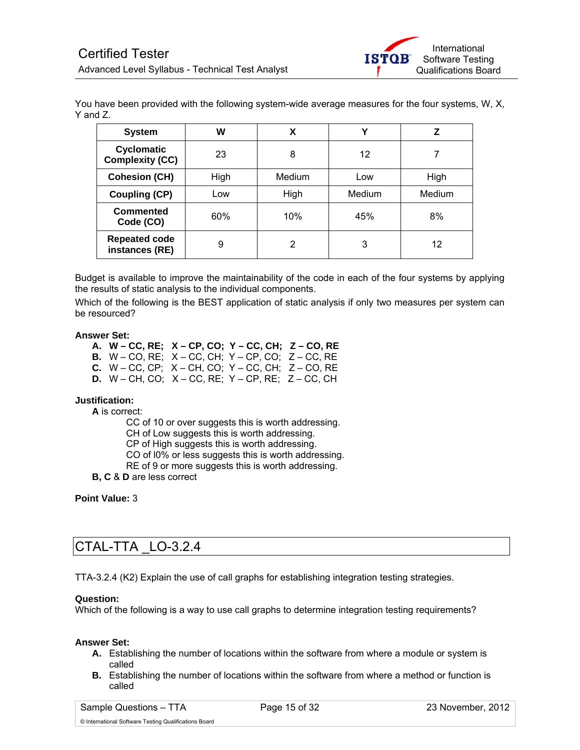You have been provided with the following system-wide average measures for the four systems, W, X, Y and Z.

| System | W | X | Y | Z |
|---|---|---|---|---|
| **Cyclomatic Complexity (CC)** | 23 | 8 | 12 | 7 |
| **Cohesion (CH)** | High | Medium | Low | High |
| **Coupling (CP)** | Low | High | Medium | Medium |
| **Commented Code (CO)** | 60% | 10% | 45% | 8% |
| **Repeated code instances (RE)** | 9 | 2 | 3 | 12 |

Budget is available to improve the maintainability of the code in each of the four systems by applying the results of static analysis to the individual components.

Which of the following is the BEST application of static analysis if only two measures per system can be resourced?

**Answer Set:**

- **A.** **W – CC, RE; X – CP, CO; Y – CC, CH; Z – CO, RE**
- **B.** W – CO, RE; X – CC, CH; Y – CP, CO; Z – CC, RE
- **C.** W – CC, CP; X – CH, CO; Y – CC, CH; Z – CO, RE
- **D.** W – CH, CO; X – CC, RE; Y – CP, RE; Z – CC, CH

**Justification:**

**A** is correct:

CC of 10 or over suggests this is worth addressing.
CH of Low suggests this is worth addressing.
CP of High suggests this is worth addressing.
CO of l0% or less suggests this is worth addressing.
RE of 9 or more suggests this is worth addressing.

**B, C** & **D** are less correct

**Point Value:** 3

## CTAL-TTA _LO-3.2.4

TTA-3.2.4 (K2) Explain the use of call graphs for establishing integration testing strategies.

**Question:**

Which of the following is a way to use call graphs to determine integration testing requirements?

**Answer Set:**

- **A.** Establishing the number of locations within the software from where a module or system is called
- **B.** Establishing the number of locations within the software from where a method or function is called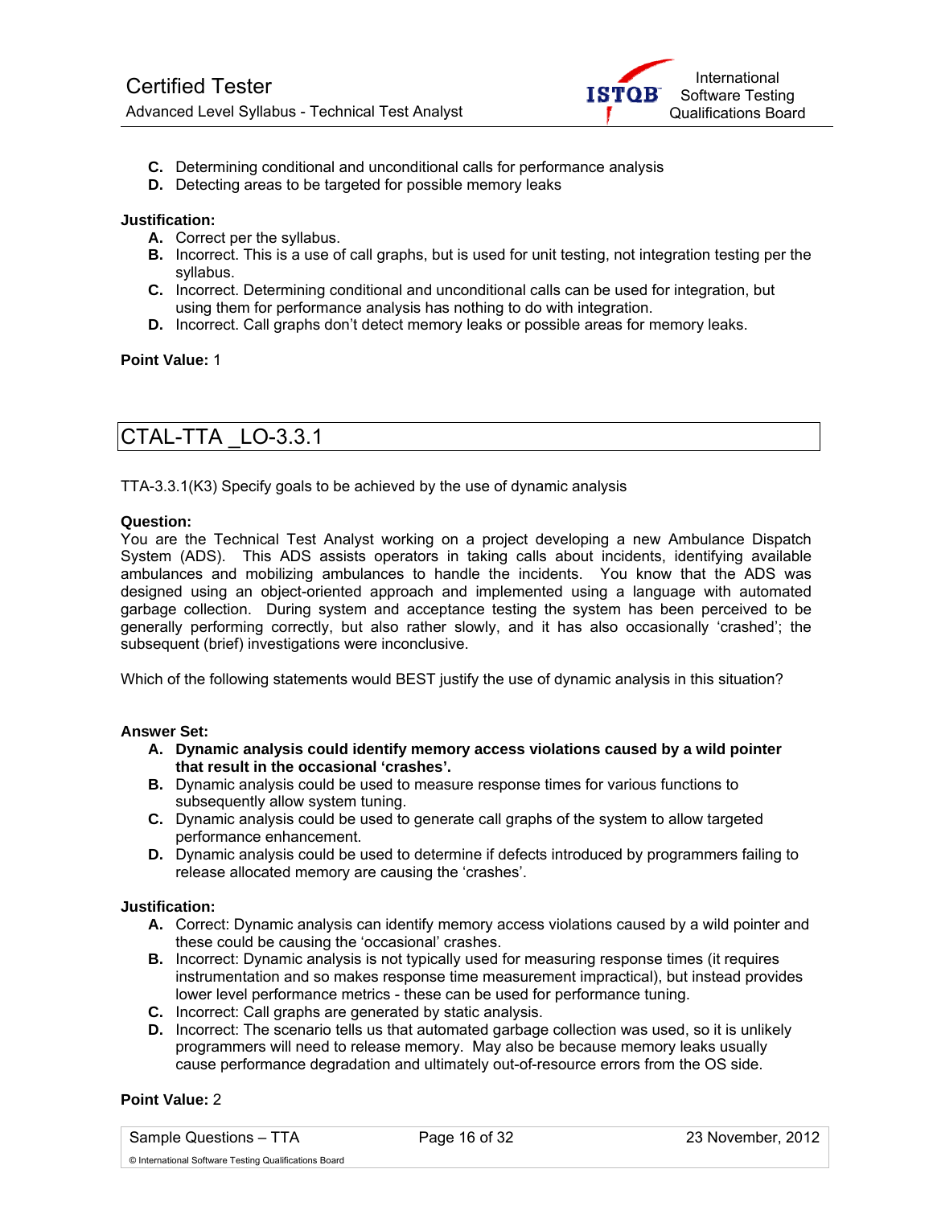**C.** Determining conditional and unconditional calls for performance analysis
**D.** Detecting areas to be targeted for possible memory leaks

**Justification:**

**A.** Correct per the syllabus.
**B.** Incorrect. This is a use of call graphs, but is used for unit testing, not integration testing per the syllabus.
**C.** Incorrect. Determining conditional and unconditional calls can be used for integration, but using them for performance analysis has nothing to do with integration.
**D.** Incorrect. Call graphs don't detect memory leaks or possible areas for memory leaks.

**Point Value:** 1

## CTAL-TTA _LO-3.3.1

TTA-3.3.1(K3) Specify goals to be achieved by the use of dynamic analysis

**Question:**
You are the Technical Test Analyst working on a project developing a new Ambulance Dispatch System (ADS). This ADS assists operators in taking calls about incidents, identifying available ambulances and mobilizing ambulances to handle the incidents. You know that the ADS was designed using an object-oriented approach and implemented using a language with automated garbage collection. During system and acceptance testing the system has been perceived to be generally performing correctly, but also rather slowly, and it has also occasionally 'crashed'; the subsequent (brief) investigations were inconclusive.

Which of the following statements would BEST justify the use of dynamic analysis in this situation?

**Answer Set:**

**A. Dynamic analysis could identify memory access violations caused by a wild pointer that result in the occasional 'crashes'.**
**B.** Dynamic analysis could be used to measure response times for various functions to subsequently allow system tuning.
**C.** Dynamic analysis could be used to generate call graphs of the system to allow targeted performance enhancement.
**D.** Dynamic analysis could be used to determine if defects introduced by programmers failing to release allocated memory are causing the 'crashes'.

**Justification:**

**A.** Correct: Dynamic analysis can identify memory access violations caused by a wild pointer and these could be causing the 'occasional' crashes.
**B.** Incorrect: Dynamic analysis is not typically used for measuring response times (it requires instrumentation and so makes response time measurement impractical), but instead provides lower level performance metrics - these can be used for performance tuning.
**C.** Incorrect: Call graphs are generated by static analysis.
**D.** Incorrect: The scenario tells us that automated garbage collection was used, so it is unlikely programmers will need to release memory. May also be because memory leaks usually cause performance degradation and ultimately out-of-resource errors from the OS side.

**Point Value:** 2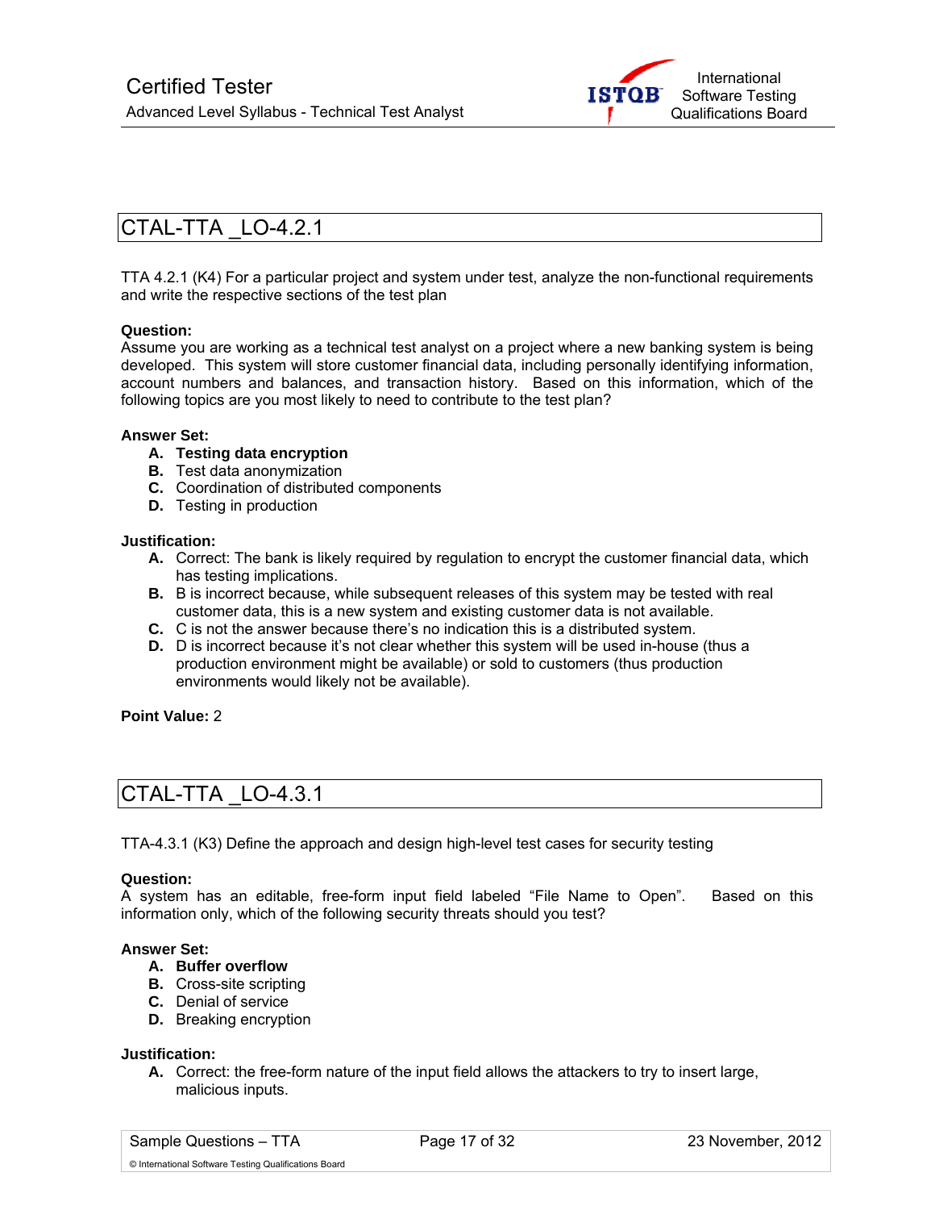## CTAL-TTA _LO-4.2.1

TTA 4.2.1 (K4) For a particular project and system under test, analyze the non-functional requirements and write the respective sections of the test plan

**Question:**
Assume you are working as a technical test analyst on a project where a new banking system is being developed. This system will store customer financial data, including personally identifying information, account numbers and balances, and transaction history. Based on this information, which of the following topics are you most likely to need to contribute to the test plan?

**Answer Set:**

- **A. Testing data encryption**
- **B.** Test data anonymization
- **C.** Coordination of distributed components
- **D.** Testing in production

**Justification:**

- **A.** Correct: The bank is likely required by regulation to encrypt the customer financial data, which has testing implications.
- **B.** B is incorrect because, while subsequent releases of this system may be tested with real customer data, this is a new system and existing customer data is not available.
- **C.** C is not the answer because there's no indication this is a distributed system.
- **D.** D is incorrect because it's not clear whether this system will be used in-house (thus a production environment might be available) or sold to customers (thus production environments would likely not be available).

**Point Value:** 2

## CTAL-TTA _LO-4.3.1

TTA-4.3.1 (K3) Define the approach and design high-level test cases for security testing

**Question:**
A system has an editable, free-form input field labeled "File Name to Open". Based on this information only, which of the following security threats should you test?

**Answer Set:**

- **A. Buffer overflow**
- **B.** Cross-site scripting
- **C.** Denial of service
- **D.** Breaking encryption

**Justification:**

- **A.** Correct: the free-form nature of the input field allows the attackers to try to insert large, malicious inputs.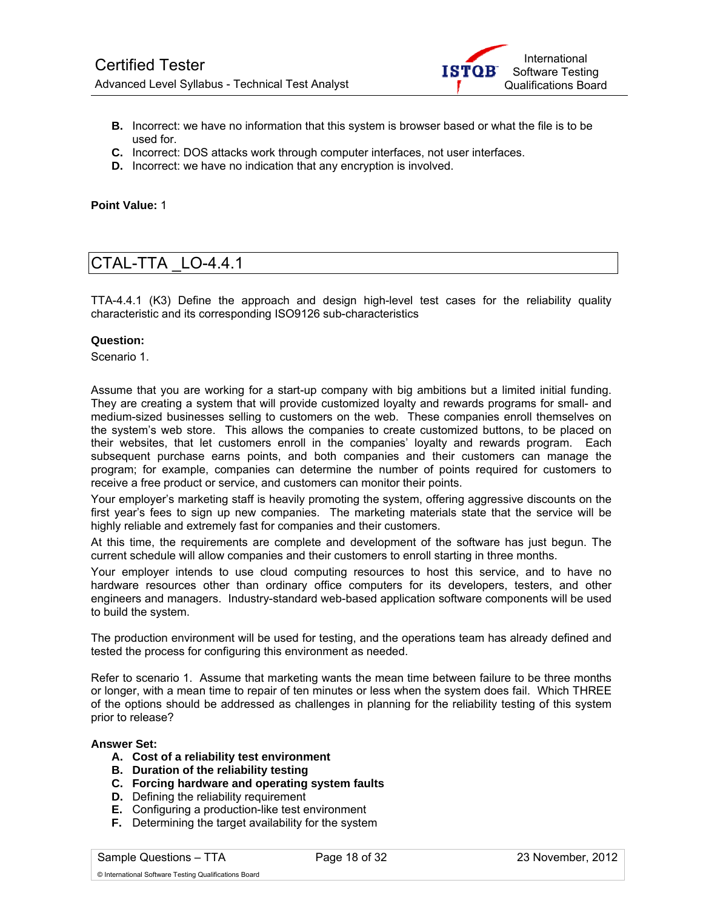**B.** Incorrect: we have no information that this system is browser based or what the file is to be used for.
**C.** Incorrect: DOS attacks work through computer interfaces, not user interfaces.
**D.** Incorrect: we have no indication that any encryption is involved.

**Point Value:** 1

## CTAL-TTA _LO-4.4.1

TTA-4.4.1 (K3) Define the approach and design high-level test cases for the reliability quality characteristic and its corresponding ISO9126 sub-characteristics

**Question:**

Scenario 1.

Assume that you are working for a start-up company with big ambitions but a limited initial funding. They are creating a system that will provide customized loyalty and rewards programs for small- and medium-sized businesses selling to customers on the web. These companies enroll themselves on the system's web store. This allows the companies to create customized buttons, to be placed on their websites, that let customers enroll in the companies' loyalty and rewards program. Each subsequent purchase earns points, and both companies and their customers can manage the program; for example, companies can determine the number of points required for customers to receive a free product or service, and customers can monitor their points.

Your employer's marketing staff is heavily promoting the system, offering aggressive discounts on the first year's fees to sign up new companies. The marketing materials state that the service will be highly reliable and extremely fast for companies and their customers.

At this time, the requirements are complete and development of the software has just begun. The current schedule will allow companies and their customers to enroll starting in three months.

Your employer intends to use cloud computing resources to host this service, and to have no hardware resources other than ordinary office computers for its developers, testers, and other engineers and managers. Industry-standard web-based application software components will be used to build the system.

The production environment will be used for testing, and the operations team has already defined and tested the process for configuring this environment as needed.

Refer to scenario 1. Assume that marketing wants the mean time between failure to be three months or longer, with a mean time to repair of ten minutes or less when the system does fail. Which THREE of the options should be addressed as challenges in planning for the reliability testing of this system prior to release?

**Answer Set:**

**A.** **Cost of a reliability test environment**
**B.** **Duration of the reliability testing**
**C.** **Forcing hardware and operating system faults**
**D.** Defining the reliability requirement
**E.** Configuring a production-like test environment
**F.** Determining the target availability for the system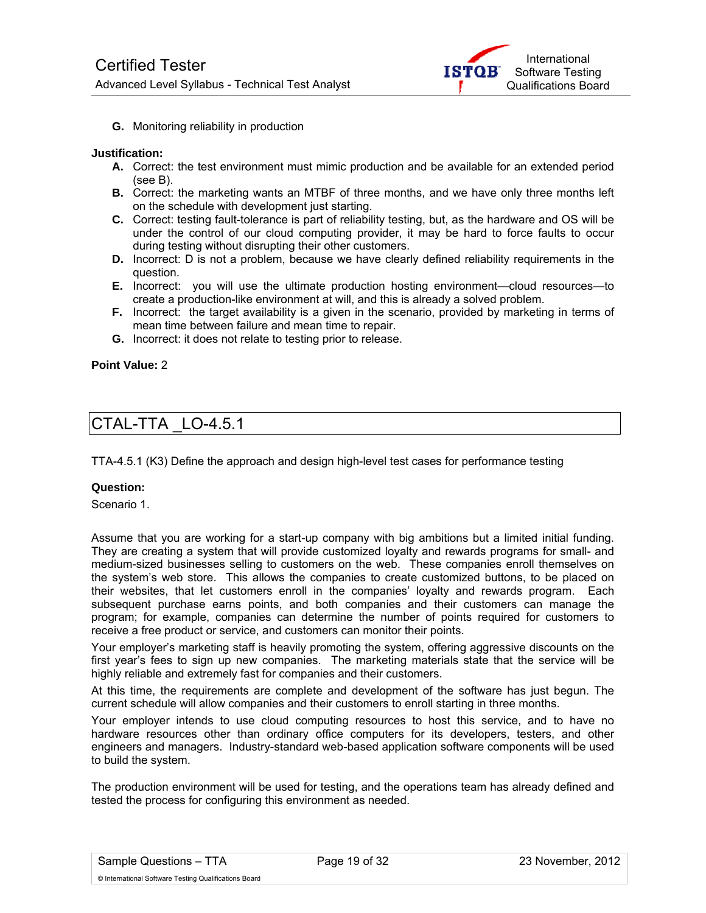**G.** Monitoring reliability in production

**Justification:**

**A.** Correct: the test environment must mimic production and be available for an extended period (see B).

**B.** Correct: the marketing wants an MTBF of three months, and we have only three months left on the schedule with development just starting.

**C.** Correct: testing fault-tolerance is part of reliability testing, but, as the hardware and OS will be under the control of our cloud computing provider, it may be hard to force faults to occur during testing without disrupting their other customers.

**D.** Incorrect: D is not a problem, because we have clearly defined reliability requirements in the question.

**E.** Incorrect: you will use the ultimate production hosting environment—cloud resources—to create a production-like environment at will, and this is already a solved problem.

**F.** Incorrect: the target availability is a given in the scenario, provided by marketing in terms of mean time between failure and mean time to repair.

**G.** Incorrect: it does not relate to testing prior to release.

**Point Value:** 2

# CTAL-TTA _LO-4.5.1

TTA-4.5.1 (K3) Define the approach and design high-level test cases for performance testing

**Question:**

Scenario 1.

Assume that you are working for a start-up company with big ambitions but a limited initial funding. They are creating a system that will provide customized loyalty and rewards programs for small- and medium-sized businesses selling to customers on the web. These companies enroll themselves on the system's web store. This allows the companies to create customized buttons, to be placed on their websites, that let customers enroll in the companies' loyalty and rewards program. Each subsequent purchase earns points, and both companies and their customers can manage the program; for example, companies can determine the number of points required for customers to receive a free product or service, and customers can monitor their points.

Your employer's marketing staff is heavily promoting the system, offering aggressive discounts on the first year's fees to sign up new companies. The marketing materials state that the service will be highly reliable and extremely fast for companies and their customers.

At this time, the requirements are complete and development of the software has just begun. The current schedule will allow companies and their customers to enroll starting in three months.

Your employer intends to use cloud computing resources to host this service, and to have no hardware resources other than ordinary office computers for its developers, testers, and other engineers and managers. Industry-standard web-based application software components will be used to build the system.

The production environment will be used for testing, and the operations team has already defined and tested the process for configuring this environment as needed.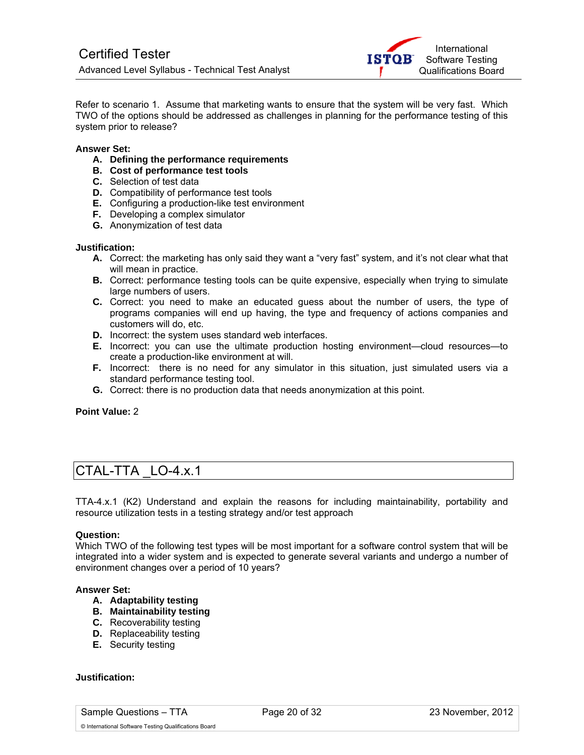Refer to scenario 1. Assume that marketing wants to ensure that the system will be very fast. Which TWO of the options should be addressed as challenges in planning for the performance testing of this system prior to release?

**Answer Set:**

- **A. Defining the performance requirements**
- **B. Cost of performance test tools**
- **C.** Selection of test data
- **D.** Compatibility of performance test tools
- **E.** Configuring a production-like test environment
- **F.** Developing a complex simulator
- **G.** Anonymization of test data

**Justification:**

- **A.** Correct: the marketing has only said they want a "very fast" system, and it's not clear what that will mean in practice.
- **B.** Correct: performance testing tools can be quite expensive, especially when trying to simulate large numbers of users.
- **C.** Correct: you need to make an educated guess about the number of users, the type of programs companies will end up having, the type and frequency of actions companies and customers will do, etc.
- **D.** Incorrect: the system uses standard web interfaces.
- **E.** Incorrect: you can use the ultimate production hosting environment—cloud resources—to create a production-like environment at will.
- **F.** Incorrect: there is no need for any simulator in this situation, just simulated users via a standard performance testing tool.
- **G.** Correct: there is no production data that needs anonymization at this point.

**Point Value:** 2

## CTAL-TTA _LO-4.x.1

TTA-4.x.1 (K2) Understand and explain the reasons for including maintainability, portability and resource utilization tests in a testing strategy and/or test approach

**Question:**
Which TWO of the following test types will be most important for a software control system that will be integrated into a wider system and is expected to generate several variants and undergo a number of environment changes over a period of 10 years?

**Answer Set:**

- **A. Adaptability testing**
- **B. Maintainability testing**
- **C.** Recoverability testing
- **D.** Replaceability testing
- **E.** Security testing

**Justification:**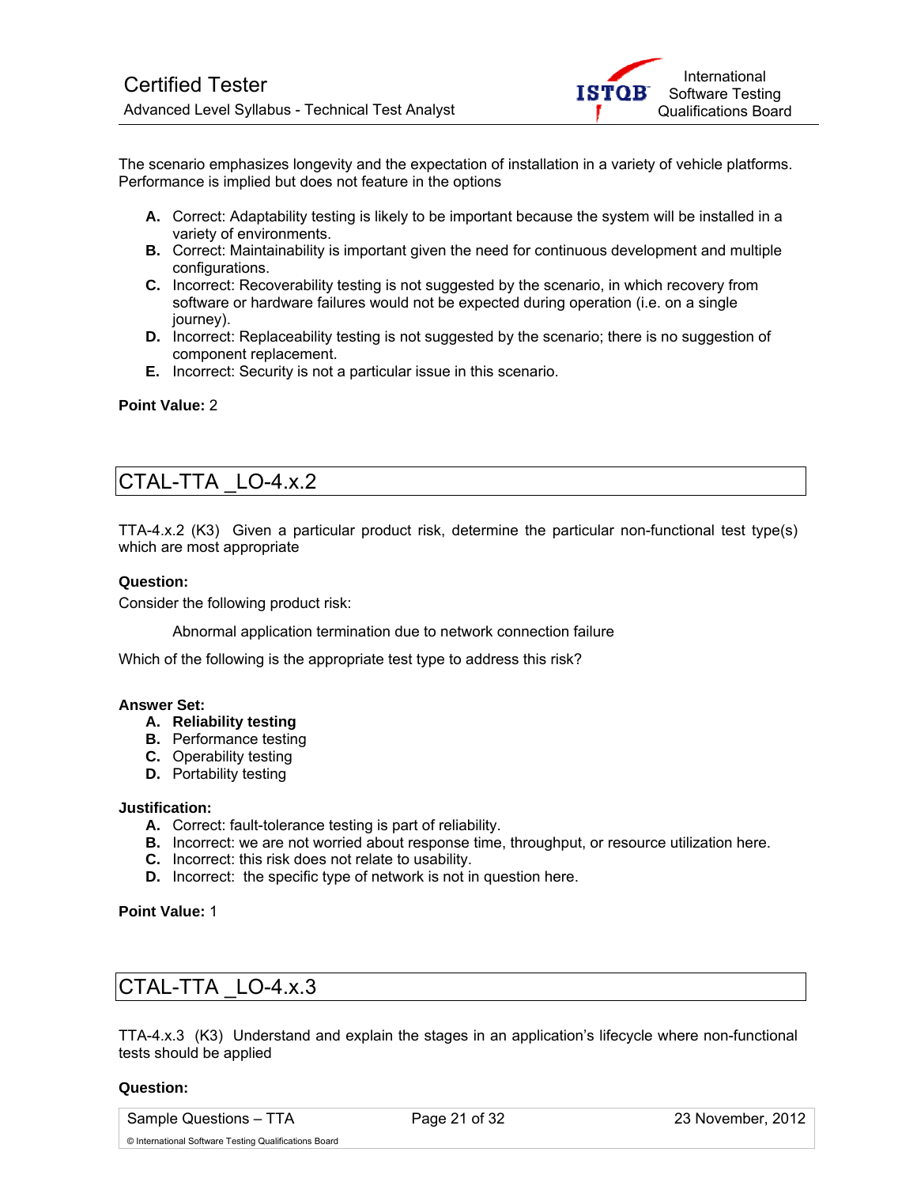The scenario emphasizes longevity and the expectation of installation in a variety of vehicle platforms. Performance is implied but does not feature in the options

- **A.** Correct: Adaptability testing is likely to be important because the system will be installed in a variety of environments.
- **B.** Correct: Maintainability is important given the need for continuous development and multiple configurations.
- **C.** Incorrect: Recoverability testing is not suggested by the scenario, in which recovery from software or hardware failures would not be expected during operation (i.e. on a single journey).
- **D.** Incorrect: Replaceability testing is not suggested by the scenario; there is no suggestion of component replacement.
- **E.** Incorrect: Security is not a particular issue in this scenario.

**Point Value:** 2

## CTAL-TTA _LO-4.x.2

TTA-4.x.2 (K3) Given a particular product risk, determine the particular non-functional test type(s) which are most appropriate

**Question:**

Consider the following product risk:

> Abnormal application termination due to network connection failure

Which of the following is the appropriate test type to address this risk?

**Answer Set:**

- **A. Reliability testing**
- **B.** Performance testing
- **C.** Operability testing
- **D.** Portability testing

**Justification:**

- **A.** Correct: fault-tolerance testing is part of reliability.
- **B.** Incorrect: we are not worried about response time, throughput, or resource utilization here.
- **C.** Incorrect: this risk does not relate to usability.
- **D.** Incorrect: the specific type of network is not in question here.

**Point Value:** 1

## CTAL-TTA _LO-4.x.3

TTA-4.x.3 (K3) Understand and explain the stages in an application's lifecycle where non-functional tests should be applied

**Question:**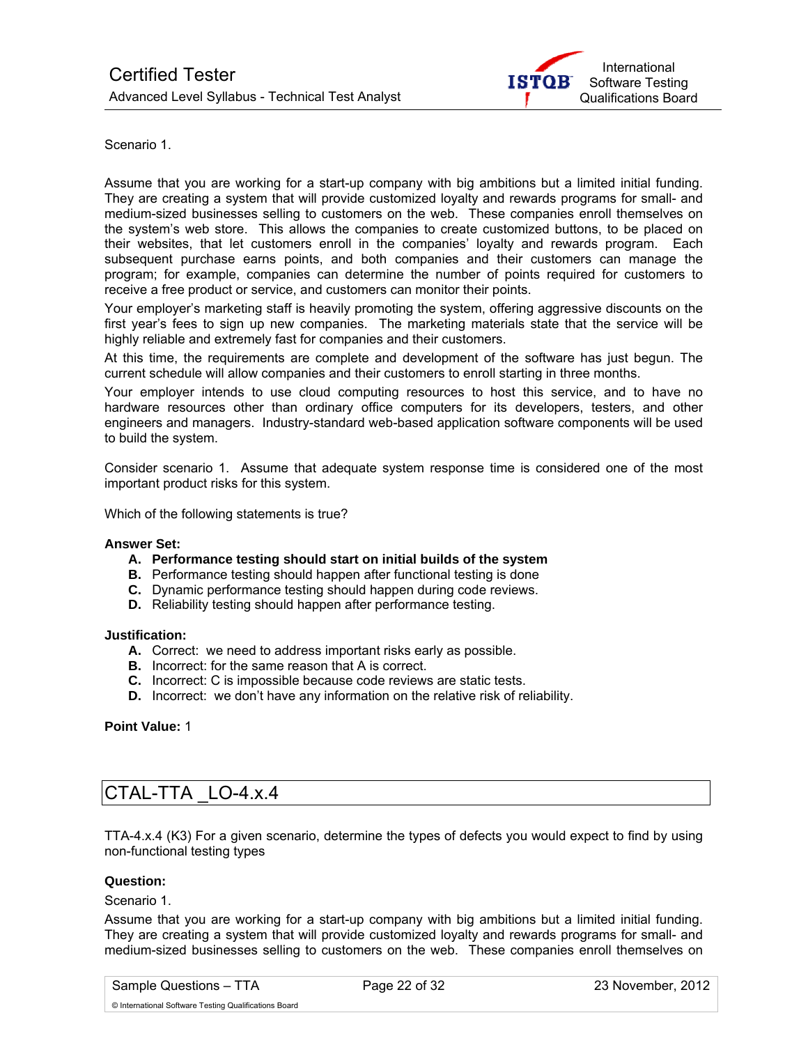Scenario 1.

Assume that you are working for a start-up company with big ambitions but a limited initial funding. They are creating a system that will provide customized loyalty and rewards programs for small- and medium-sized businesses selling to customers on the web. These companies enroll themselves on the system's web store. This allows the companies to create customized buttons, to be placed on their websites, that let customers enroll in the companies' loyalty and rewards program. Each subsequent purchase earns points, and both companies and their customers can manage the program; for example, companies can determine the number of points required for customers to receive a free product or service, and customers can monitor their points.

Your employer's marketing staff is heavily promoting the system, offering aggressive discounts on the first year's fees to sign up new companies. The marketing materials state that the service will be highly reliable and extremely fast for companies and their customers.

At this time, the requirements are complete and development of the software has just begun. The current schedule will allow companies and their customers to enroll starting in three months.

Your employer intends to use cloud computing resources to host this service, and to have no hardware resources other than ordinary office computers for its developers, testers, and other engineers and managers. Industry-standard web-based application software components will be used to build the system.

Consider scenario 1. Assume that adequate system response time is considered one of the most important product risks for this system.

Which of the following statements is true?

**Answer Set:**

- **A. Performance testing should start on initial builds of the system**
- **B.** Performance testing should happen after functional testing is done
- **C.** Dynamic performance testing should happen during code reviews.
- **D.** Reliability testing should happen after performance testing.

**Justification:**

- **A.** Correct: we need to address important risks early as possible.
- **B.** Incorrect: for the same reason that A is correct.
- **C.** Incorrect: C is impossible because code reviews are static tests.
- **D.** Incorrect: we don't have any information on the relative risk of reliability.

**Point Value:** 1

## CTAL-TTA _LO-4.x.4

TTA-4.x.4 (K3) For a given scenario, determine the types of defects you would expect to find by using non-functional testing types

**Question:**

Scenario 1.

Assume that you are working for a start-up company with big ambitions but a limited initial funding. They are creating a system that will provide customized loyalty and rewards programs for small- and medium-sized businesses selling to customers on the web. These companies enroll themselves on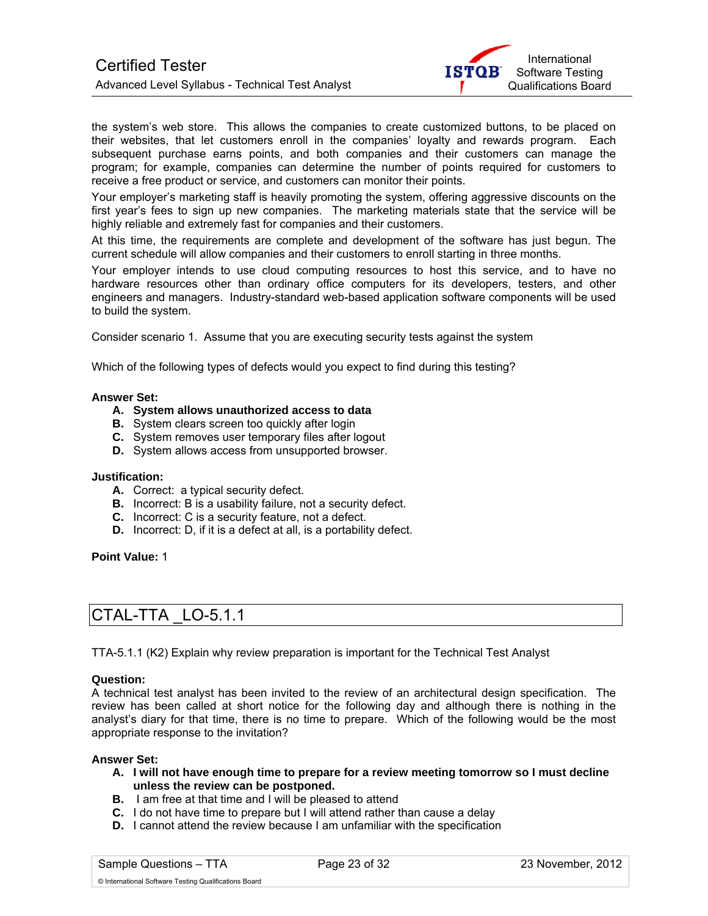the system's web store. This allows the companies to create customized buttons, to be placed on their websites, that let customers enroll in the companies' loyalty and rewards program. Each subsequent purchase earns points, and both companies and their customers can manage the program; for example, companies can determine the number of points required for customers to receive a free product or service, and customers can monitor their points.

Your employer's marketing staff is heavily promoting the system, offering aggressive discounts on the first year's fees to sign up new companies. The marketing materials state that the service will be highly reliable and extremely fast for companies and their customers.

At this time, the requirements are complete and development of the software has just begun. The current schedule will allow companies and their customers to enroll starting in three months.

Your employer intends to use cloud computing resources to host this service, and to have no hardware resources other than ordinary office computers for its developers, testers, and other engineers and managers. Industry-standard web-based application software components will be used to build the system.

Consider scenario 1. Assume that you are executing security tests against the system

Which of the following types of defects would you expect to find during this testing?

**Answer Set:**

- **A. System allows unauthorized access to data**
- **B.** System clears screen too quickly after login
- **C.** System removes user temporary files after logout
- **D.** System allows access from unsupported browser.

**Justification:**

- **A.** Correct: a typical security defect.
- **B.** Incorrect: B is a usability failure, not a security defect.
- **C.** Incorrect: C is a security feature, not a defect.
- **D.** Incorrect: D, if it is a defect at all, is a portability defect.

**Point Value:** 1

## CTAL-TTA _LO-5.1.1

TTA-5.1.1 (K2) Explain why review preparation is important for the Technical Test Analyst

**Question:**
A technical test analyst has been invited to the review of an architectural design specification. The review has been called at short notice for the following day and although there is nothing in the analyst's diary for that time, there is no time to prepare. Which of the following would be the most appropriate response to the invitation?

**Answer Set:**

- **A. I will not have enough time to prepare for a review meeting tomorrow so I must decline unless the review can be postponed.**
- **B.** I am free at that time and I will be pleased to attend
- **C.** I do not have time to prepare but I will attend rather than cause a delay
- **D.** I cannot attend the review because I am unfamiliar with the specification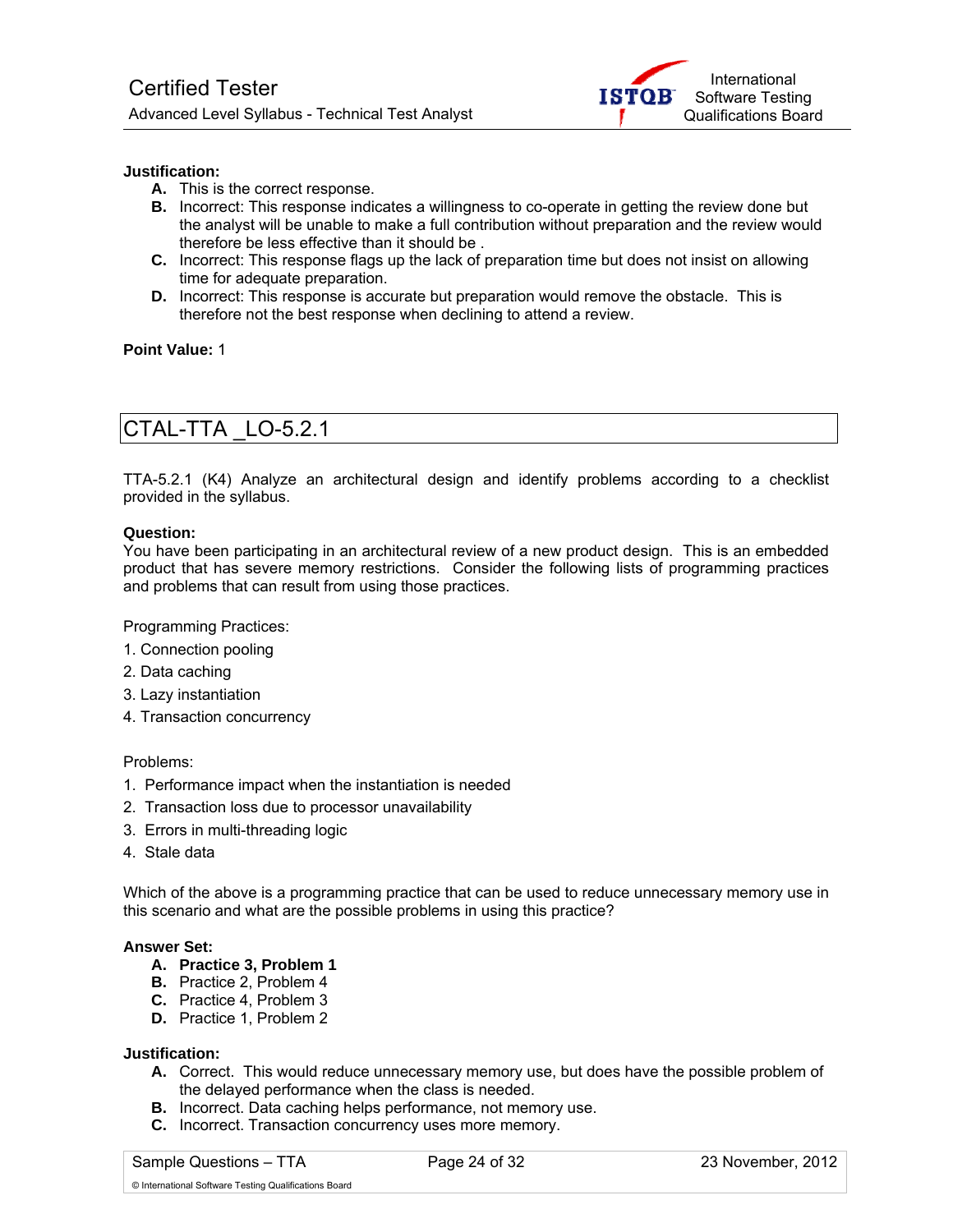**Justification:**

**A.** This is the correct response.

**B.** Incorrect: This response indicates a willingness to co-operate in getting the review done but the analyst will be unable to make a full contribution without preparation and the review would therefore be less effective than it should be .

**C.** Incorrect: This response flags up the lack of preparation time but does not insist on allowing time for adequate preparation.

**D.** Incorrect: This response is accurate but preparation would remove the obstacle. This is therefore not the best response when declining to attend a review.

**Point Value:** 1

## CTAL-TTA _LO-5.2.1

TTA-5.2.1 (K4) Analyze an architectural design and identify problems according to a checklist provided in the syllabus.

**Question:**

You have been participating in an architectural review of a new product design. This is an embedded product that has severe memory restrictions. Consider the following lists of programming practices and problems that can result from using those practices.

Programming Practices:

1. Connection pooling
2. Data caching
3. Lazy instantiation
4. Transaction concurrency

Problems:

1. Performance impact when the instantiation is needed
2. Transaction loss due to processor unavailability
3. Errors in multi-threading logic
4. Stale data

Which of the above is a programming practice that can be used to reduce unnecessary memory use in this scenario and what are the possible problems in using this practice?

**Answer Set:**

**A. Practice 3, Problem 1**

**B.** Practice 2, Problem 4

**C.** Practice 4, Problem 3

**D.** Practice 1, Problem 2

**Justification:**

**A.** Correct. This would reduce unnecessary memory use, but does have the possible problem of the delayed performance when the class is needed.

**B.** Incorrect. Data caching helps performance, not memory use.

**C.** Incorrect. Transaction concurrency uses more memory.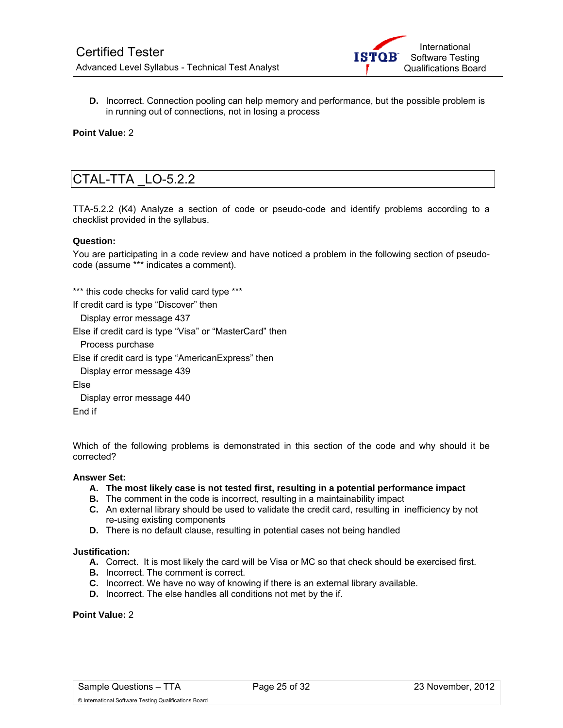D. Incorrect. Connection pooling can help memory and performance, but the possible problem is in running out of connections, not in losing a process

**Point Value:** 2

## CTAL-TTA _LO-5.2.2

TTA-5.2.2 (K4) Analyze a section of code or pseudo-code and identify problems according to a checklist provided in the syllabus.

**Question:**

You are participating in a code review and have noticed a problem in the following section of pseudo-code (assume *** indicates a comment).

```
*** this code checks for valid card type ***
If credit card is type "Discover" then
  Display error message 437
Else if credit card is type "Visa" or "MasterCard" then
  Process purchase
Else if credit card is type "AmericanExpress" then
  Display error message 439
Else
  Display error message 440
End if
```

Which of the following problems is demonstrated in this section of the code and why should it be corrected?

**Answer Set:**

- **A. The most likely case is not tested first, resulting in a potential performance impact**
- **B.** The comment in the code is incorrect, resulting in a maintainability impact
- **C.** An external library should be used to validate the credit card, resulting in inefficiency by not re-using existing components
- **D.** There is no default clause, resulting in potential cases not being handled

**Justification:**

- **A.** Correct. It is most likely the card will be Visa or MC so that check should be exercised first.
- **B.** Incorrect. The comment is correct.
- **C.** Incorrect. We have no way of knowing if there is an external library available.
- **D.** Incorrect. The else handles all conditions not met by the if.

**Point Value:** 2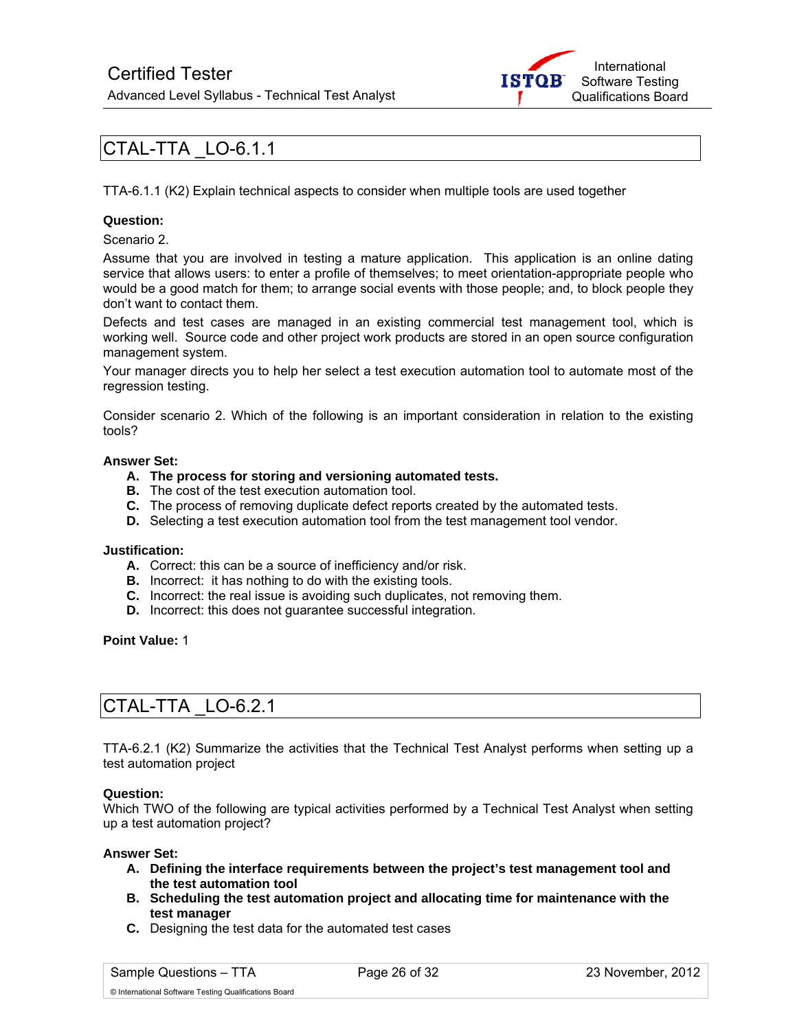## CTAL-TTA _LO-6.1.1

TTA-6.1.1 (K2) Explain technical aspects to consider when multiple tools are used together

**Question:**

Scenario 2.

Assume that you are involved in testing a mature application. This application is an online dating service that allows users: to enter a profile of themselves; to meet orientation-appropriate people who would be a good match for them; to arrange social events with those people; and, to block people they don't want to contact them.

Defects and test cases are managed in an existing commercial test management tool, which is working well. Source code and other project work products are stored in an open source configuration management system.

Your manager directs you to help her select a test execution automation tool to automate most of the regression testing.

Consider scenario 2. Which of the following is an important consideration in relation to the existing tools?

**Answer Set:**

- **A. The process for storing and versioning automated tests.**
- **B.** The cost of the test execution automation tool.
- **C.** The process of removing duplicate defect reports created by the automated tests.
- **D.** Selecting a test execution automation tool from the test management tool vendor.

**Justification:**

- **A.** Correct: this can be a source of inefficiency and/or risk.
- **B.** Incorrect: it has nothing to do with the existing tools.
- **C.** Incorrect: the real issue is avoiding such duplicates, not removing them.
- **D.** Incorrect: this does not guarantee successful integration.

**Point Value:** 1

## CTAL-TTA _LO-6.2.1

TTA-6.2.1 (K2) Summarize the activities that the Technical Test Analyst performs when setting up a test automation project

**Question:**

Which TWO of the following are typical activities performed by a Technical Test Analyst when setting up a test automation project?

**Answer Set:**

- **A. Defining the interface requirements between the project's test management tool and the test automation tool**
- **B. Scheduling the test automation project and allocating time for maintenance with the test manager**
- **C.** Designing the test data for the automated test cases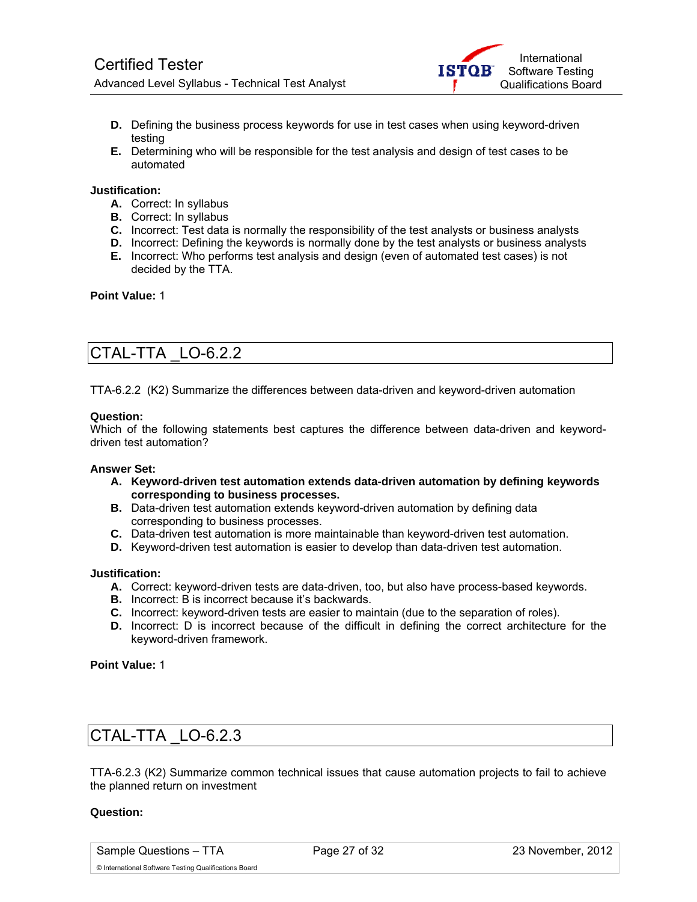- **D.** Defining the business process keywords for use in test cases when using keyword-driven testing
- **E.** Determining who will be responsible for the test analysis and design of test cases to be automated

**Justification:**

- **A.** Correct: In syllabus
- **B.** Correct: In syllabus
- **C.** Incorrect: Test data is normally the responsibility of the test analysts or business analysts
- **D.** Incorrect: Defining the keywords is normally done by the test analysts or business analysts
- **E.** Incorrect: Who performs test analysis and design (even of automated test cases) is not decided by the TTA.

**Point Value:** 1

## CTAL-TTA _LO-6.2.2

TTA-6.2.2 (K2) Summarize the differences between data-driven and keyword-driven automation

**Question:**
Which of the following statements best captures the difference between data-driven and keyword-driven test automation?

**Answer Set:**

- **A. Keyword-driven test automation extends data-driven automation by defining keywords corresponding to business processes.**
- **B.** Data-driven test automation extends keyword-driven automation by defining data corresponding to business processes.
- **C.** Data-driven test automation is more maintainable than keyword-driven test automation.
- **D.** Keyword-driven test automation is easier to develop than data-driven test automation.

**Justification:**

- **A.** Correct: keyword-driven tests are data-driven, too, but also have process-based keywords.
- **B.** Incorrect: B is incorrect because it's backwards.
- **C.** Incorrect: keyword-driven tests are easier to maintain (due to the separation of roles).
- **D.** Incorrect: D is incorrect because of the difficult in defining the correct architecture for the keyword-driven framework.

**Point Value:** 1

## CTAL-TTA _LO-6.2.3

TTA-6.2.3 (K2) Summarize common technical issues that cause automation projects to fail to achieve the planned return on investment

**Question:**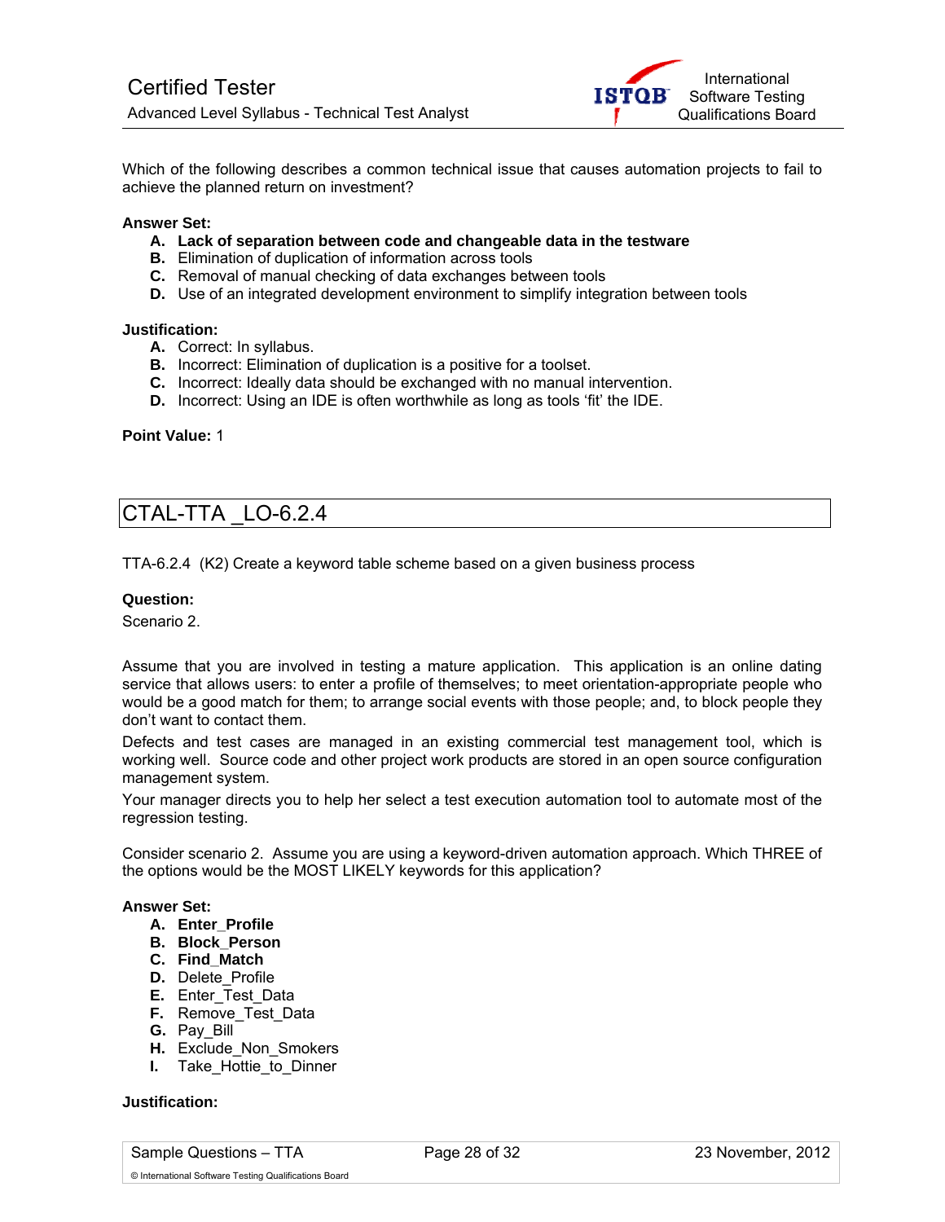Which of the following describes a common technical issue that causes automation projects to fail to achieve the planned return on investment?

**Answer Set:**

- **A. Lack of separation between code and changeable data in the testware**
- **B.** Elimination of duplication of information across tools
- **C.** Removal of manual checking of data exchanges between tools
- **D.** Use of an integrated development environment to simplify integration between tools

**Justification:**

- **A.** Correct: In syllabus.
- **B.** Incorrect: Elimination of duplication is a positive for a toolset.
- **C.** Incorrect: Ideally data should be exchanged with no manual intervention.
- **D.** Incorrect: Using an IDE is often worthwhile as long as tools 'fit' the IDE.

**Point Value:** 1

## CTAL-TTA _LO-6.2.4

TTA-6.2.4 (K2) Create a keyword table scheme based on a given business process

**Question:**

Scenario 2.

Assume that you are involved in testing a mature application. This application is an online dating service that allows users: to enter a profile of themselves; to meet orientation-appropriate people who would be a good match for them; to arrange social events with those people; and, to block people they don't want to contact them.

Defects and test cases are managed in an existing commercial test management tool, which is working well. Source code and other project work products are stored in an open source configuration management system.

Your manager directs you to help her select a test execution automation tool to automate most of the regression testing.

Consider scenario 2. Assume you are using a keyword-driven automation approach. Which THREE of the options would be the MOST LIKELY keywords for this application?

**Answer Set:**

- **A. Enter_Profile**
- **B. Block_Person**
- **C. Find_Match**
- **D.** Delete_Profile
- **E.** Enter_Test_Data
- **F.** Remove_Test_Data
- **G.** Pay_Bill
- **H.** Exclude_Non_Smokers
- **I.** Take_Hottie_to_Dinner

**Justification:**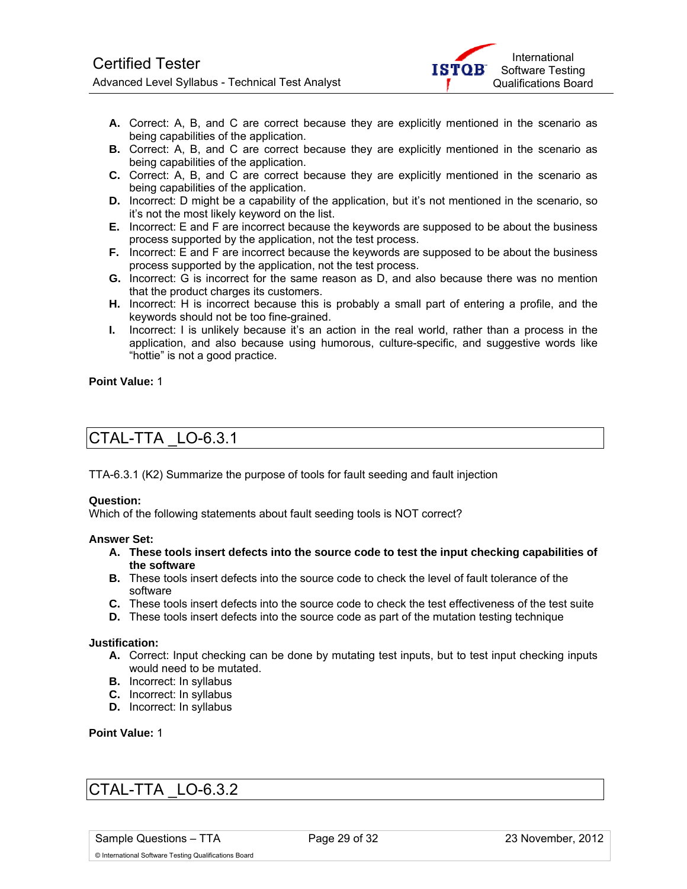A. Correct: A, B, and C are correct because they are explicitly mentioned in the scenario as being capabilities of the application.
B. Correct: A, B, and C are correct because they are explicitly mentioned in the scenario as being capabilities of the application.
C. Correct: A, B, and C are correct because they are explicitly mentioned in the scenario as being capabilities of the application.
D. Incorrect: D might be a capability of the application, but it's not mentioned in the scenario, so it's not the most likely keyword on the list.
E. Incorrect: E and F are incorrect because the keywords are supposed to be about the business process supported by the application, not the test process.
F. Incorrect: E and F are incorrect because the keywords are supposed to be about the business process supported by the application, not the test process.
G. Incorrect: G is incorrect for the same reason as D, and also because there was no mention that the product charges its customers.
H. Incorrect: H is incorrect because this is probably a small part of entering a profile, and the keywords should not be too fine-grained.
I. Incorrect: I is unlikely because it's an action in the real world, rather than a process in the application, and also because using humorous, culture-specific, and suggestive words like "hottie" is not a good practice.

**Point Value:** 1

## CTAL-TTA _LO-6.3.1

TTA-6.3.1 (K2) Summarize the purpose of tools for fault seeding and fault injection

**Question:**
Which of the following statements about fault seeding tools is NOT correct?

**Answer Set:**

A. **These tools insert defects into the source code to test the input checking capabilities of the software**
B. These tools insert defects into the source code to check the level of fault tolerance of the software
C. These tools insert defects into the source code to check the test effectiveness of the test suite
D. These tools insert defects into the source code as part of the mutation testing technique

**Justification:**

A. Correct: Input checking can be done by mutating test inputs, but to test input checking inputs would need to be mutated.
B. Incorrect: In syllabus
C. Incorrect: In syllabus
D. Incorrect: In syllabus

**Point Value:** 1

## CTAL-TTA _LO-6.3.2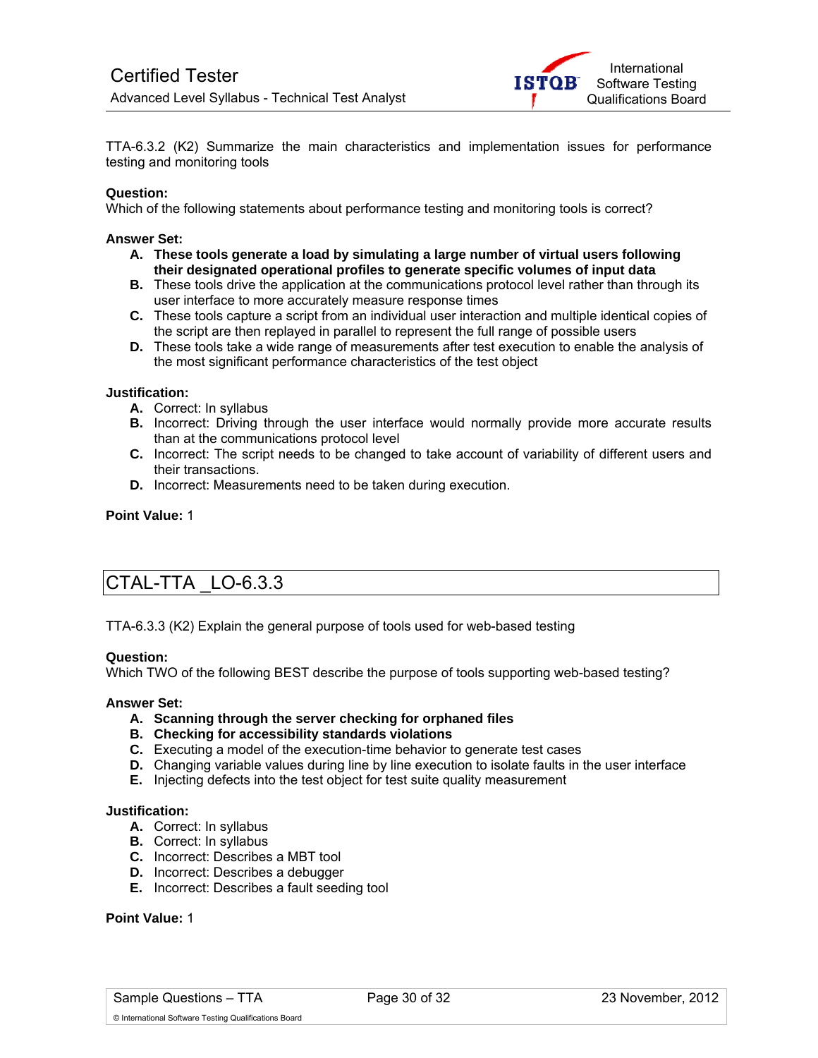TTA-6.3.2 (K2) Summarize the main characteristics and implementation issues for performance testing and monitoring tools

**Question:**
Which of the following statements about performance testing and monitoring tools is correct?

**Answer Set:**

- **A. These tools generate a load by simulating a large number of virtual users following their designated operational profiles to generate specific volumes of input data**
- **B.** These tools drive the application at the communications protocol level rather than through its user interface to more accurately measure response times
- **C.** These tools capture a script from an individual user interaction and multiple identical copies of the script are then replayed in parallel to represent the full range of possible users
- **D.** These tools take a wide range of measurements after test execution to enable the analysis of the most significant performance characteristics of the test object

**Justification:**

- **A.** Correct: In syllabus
- **B.** Incorrect: Driving through the user interface would normally provide more accurate results than at the communications protocol level
- **C.** Incorrect: The script needs to be changed to take account of variability of different users and their transactions.
- **D.** Incorrect: Measurements need to be taken during execution.

**Point Value:** 1

## CTAL-TTA _LO-6.3.3

TTA-6.3.3 (K2) Explain the general purpose of tools used for web-based testing

**Question:**
Which TWO of the following BEST describe the purpose of tools supporting web-based testing?

**Answer Set:**

- **A. Scanning through the server checking for orphaned files**
- **B. Checking for accessibility standards violations**
- **C.** Executing a model of the execution-time behavior to generate test cases
- **D.** Changing variable values during line by line execution to isolate faults in the user interface
- **E.** Injecting defects into the test object for test suite quality measurement

**Justification:**

- **A.** Correct: In syllabus
- **B.** Correct: In syllabus
- **C.** Incorrect: Describes a MBT tool
- **D.** Incorrect: Describes a debugger
- **E.** Incorrect: Describes a fault seeding tool

**Point Value:** 1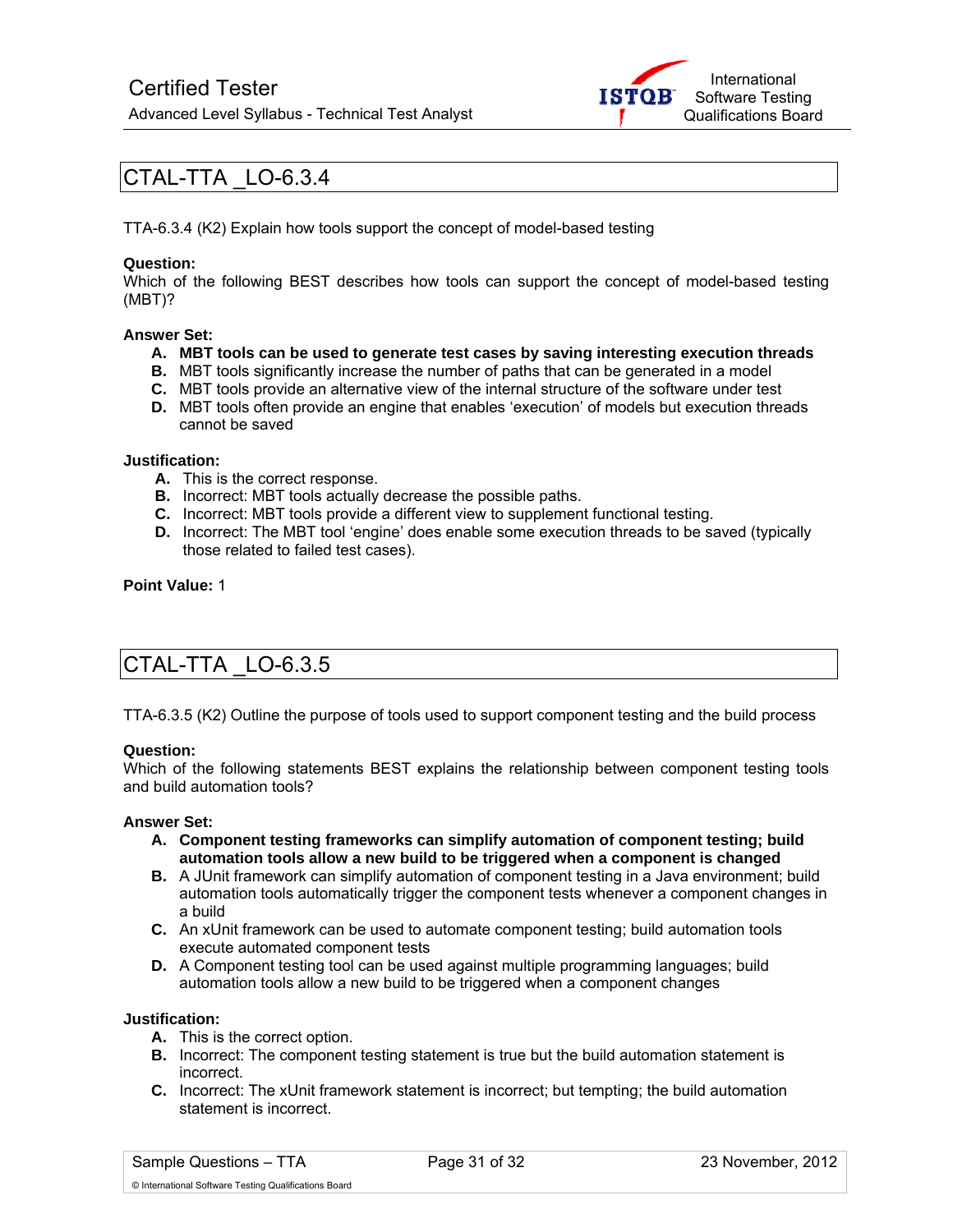## CTAL-TTA _LO-6.3.4

TTA-6.3.4 (K2) Explain how tools support the concept of model-based testing

**Question:**
Which of the following BEST describes how tools can support the concept of model-based testing (MBT)?

**Answer Set:**

- **A. MBT tools can be used to generate test cases by saving interesting execution threads**
- **B.** MBT tools significantly increase the number of paths that can be generated in a model
- **C.** MBT tools provide an alternative view of the internal structure of the software under test
- **D.** MBT tools often provide an engine that enables 'execution' of models but execution threads cannot be saved

**Justification:**

- **A.** This is the correct response.
- **B.** Incorrect: MBT tools actually decrease the possible paths.
- **C.** Incorrect: MBT tools provide a different view to supplement functional testing.
- **D.** Incorrect: The MBT tool 'engine' does enable some execution threads to be saved (typically those related to failed test cases).

**Point Value:** 1

## CTAL-TTA _LO-6.3.5

TTA-6.3.5 (K2) Outline the purpose of tools used to support component testing and the build process

**Question:**
Which of the following statements BEST explains the relationship between component testing tools and build automation tools?

**Answer Set:**

- **A. Component testing frameworks can simplify automation of component testing; build automation tools allow a new build to be triggered when a component is changed**
- **B.** A JUnit framework can simplify automation of component testing in a Java environment; build automation tools automatically trigger the component tests whenever a component changes in a build
- **C.** An xUnit framework can be used to automate component testing; build automation tools execute automated component tests
- **D.** A Component testing tool can be used against multiple programming languages; build automation tools allow a new build to be triggered when a component changes

**Justification:**

- **A.** This is the correct option.
- **B.** Incorrect: The component testing statement is true but the build automation statement is incorrect.
- **C.** Incorrect: The xUnit framework statement is incorrect; but tempting; the build automation statement is incorrect.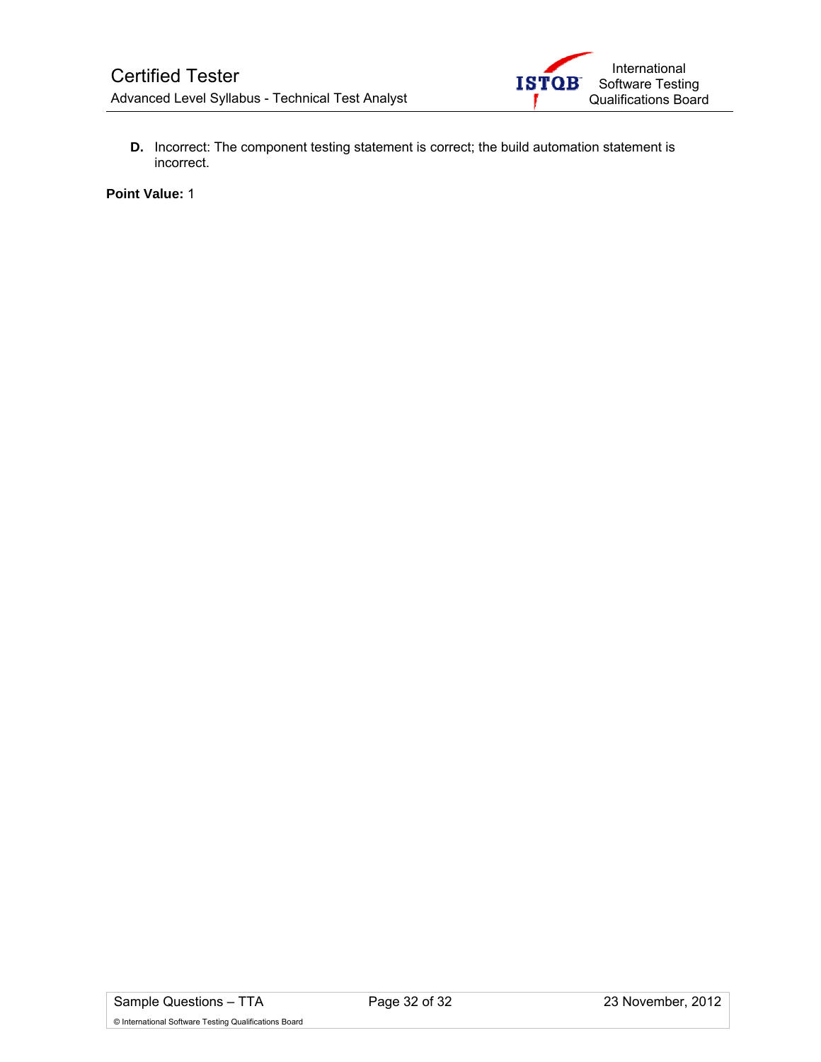**D.** Incorrect: The component testing statement is correct; the build automation statement is incorrect.

**Point Value:** 1